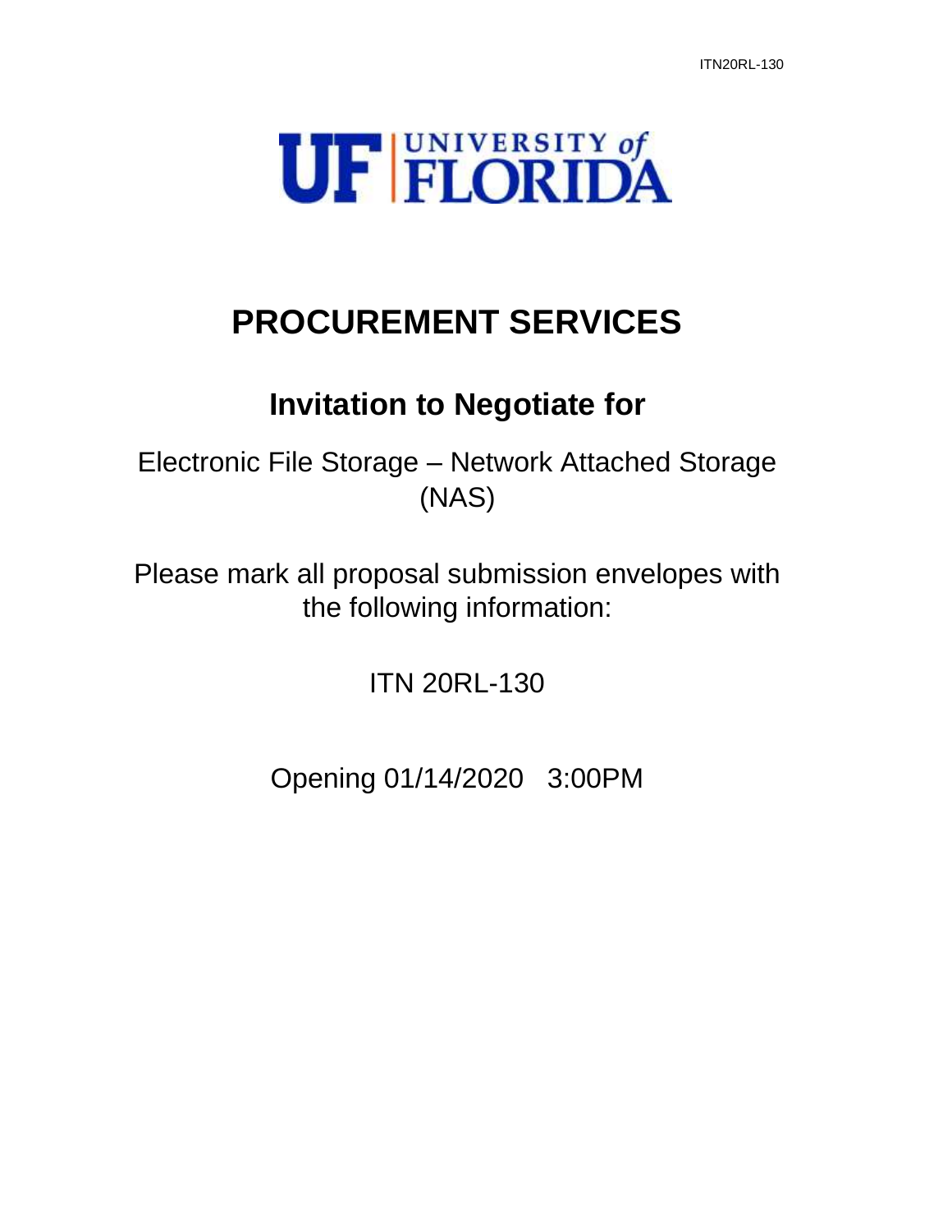UF | UNIVERSITY of FLORIDA

# PROCUREMENT SERVICES

## Invitation to Negotiate for

Electronic File Storage – Network Attached Storage (NAS)

Please mark all proposal submission envelopes with the following information:

ITN 20RL-130

Opening 01/14/2020 3:00PM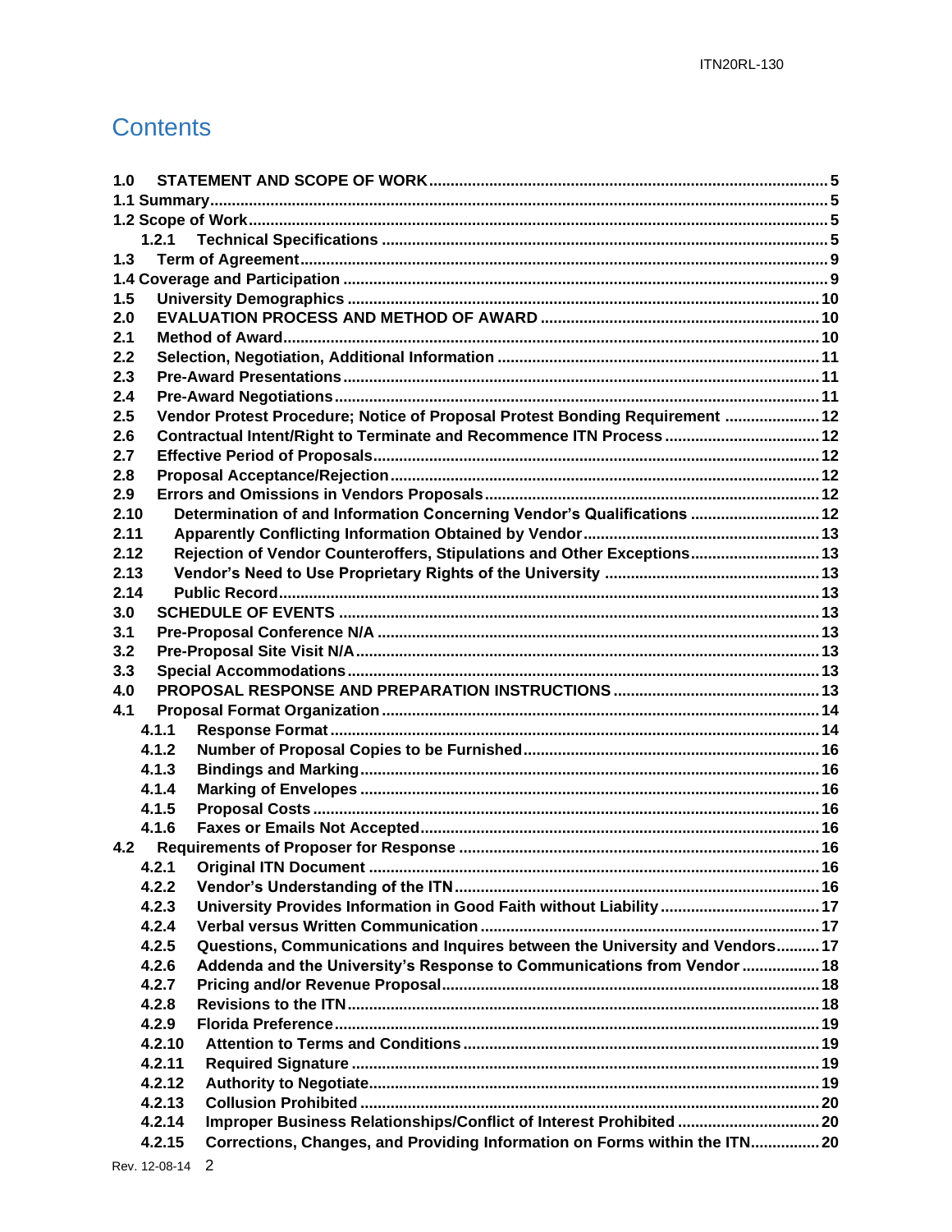# Contents

1.0 STATEMENT AND SCOPE OF WORK ........................................................................................ 5
1.1 Summary ................................................................................................................................ 5
1.2 Scope of Work ....................................................................................................................... 5
  1.2.1 Technical Specifications .................................................................................................. 5
1.3 Term of Agreement ................................................................................................................ 9
1.4 Coverage and Participation .................................................................................................. 9
1.5 University Demographics .................................................................................................... 10
2.0 EVALUATION PROCESS AND METHOD OF AWARD ........................................................ 10
2.1 Method of Award ................................................................................................................. 10
2.2 Selection, Negotiation, Additional Information .................................................................. 11
2.3 Pre-Award Presentations .................................................................................................... 11
2.4 Pre-Award Negotiations ...................................................................................................... 11
2.5 Vendor Protest Procedure; Notice of Proposal Protest Bonding Requirement ................... 12
2.6 Contractual Intent/Right to Terminate and Recommence ITN Process .............................. 12
2.7 Effective Period of Proposals ............................................................................................... 12
2.8 Proposal Acceptance/Rejection ........................................................................................... 12
2.9 Errors and Omissions in Vendors Proposals ...................................................................... 12
2.10 Determination of and Information Concerning Vendor's Qualifications ........................... 12
2.11 Apparently Conflicting Information Obtained by Vendor .................................................. 13
2.12 Rejection of Vendor Counteroffers, Stipulations and Other Exceptions ............................ 13
2.13 Vendor's Need to Use Proprietary Rights of the University ............................................... 13
2.14 Public Record ..................................................................................................................... 13
3.0 SCHEDULE OF EVENTS ...................................................................................................... 13
3.1 Pre-Proposal Conference N/A ............................................................................................. 13
3.2 Pre-Proposal Site Visit N/A .................................................................................................. 13
3.3 Special Accommodations .................................................................................................... 13
4.0 PROPOSAL RESPONSE AND PREPARATION INSTRUCTIONS ........................................ 13
4.1 Proposal Format Organization ............................................................................................. 14
  4.1.1 Response Format ........................................................................................................... 14
  4.1.2 Number of Proposal Copies to be Furnished .................................................................. 16
  4.1.3 Bindings and Marking ..................................................................................................... 16
  4.1.4 Marking of Envelopes ..................................................................................................... 16
  4.1.5 Proposal Costs ............................................................................................................... 16
  4.1.6 Faxes or Emails Not Accepted ........................................................................................ 16
4.2 Requirements of Proposer for Response ............................................................................. 16
  4.2.1 Original ITN Document .................................................................................................... 16
  4.2.2 Vendor's Understanding of the ITN ................................................................................. 16
  4.2.3 University Provides Information in Good Faith without Liability ..................................... 17
  4.2.4 Verbal versus Written Communication ........................................................................... 17
  4.2.5 Questions, Communications and Inquires between the University and Vendors ........... 17
  4.2.6 Addenda and the University's Response to Communications from Vendor ................... 18
  4.2.7 Pricing and/or Revenue Proposal .................................................................................... 18
  4.2.8 Revisions to the ITN ....................................................................................................... 18
  4.2.9 Florida Preference .......................................................................................................... 19
  4.2.10 Attention to Terms and Conditions ............................................................................... 19
  4.2.11 Required Signature ....................................................................................................... 19
  4.2.12 Authority to Negotiate ................................................................................................... 19
  4.2.13 Collusion Prohibited ...................................................................................................... 20
  4.2.14 Improper Business Relationships/Conflict of Interest Prohibited ................................. 20
  4.2.15 Corrections, Changes, and Providing Information on Forms within the ITN ................ 20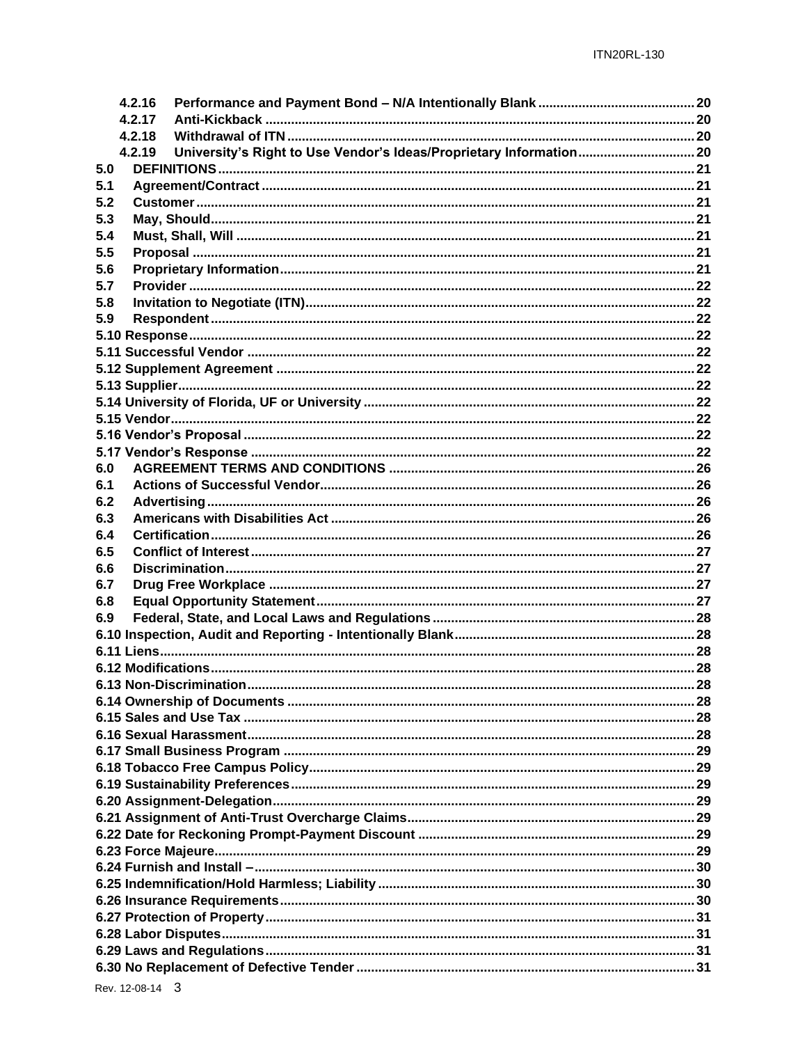4.2.16 Performance and Payment Bond – N/A Intentionally Blank .......... 20
4.2.17 Anti-Kickback .......... 20
4.2.18 Withdrawal of ITN .......... 20
4.2.19 University's Right to Use Vendor's Ideas/Proprietary Information .......... 20
5.0 DEFINITIONS .......... 21
5.1 Agreement/Contract .......... 21
5.2 Customer .......... 21
5.3 May, Should .......... 21
5.4 Must, Shall, Will .......... 21
5.5 Proposal .......... 21
5.6 Proprietary Information .......... 21
5.7 Provider .......... 22
5.8 Invitation to Negotiate (ITN) .......... 22
5.9 Respondent .......... 22
5.10 Response .......... 22
5.11 Successful Vendor .......... 22
5.12 Supplement Agreement .......... 22
5.13 Supplier .......... 22
5.14 University of Florida, UF or University .......... 22
5.15 Vendor .......... 22
5.16 Vendor's Proposal .......... 22
5.17 Vendor's Response .......... 22
6.0 AGREEMENT TERMS AND CONDITIONS .......... 26
6.1 Actions of Successful Vendor .......... 26
6.2 Advertising .......... 26
6.3 Americans with Disabilities Act .......... 26
6.4 Certification .......... 26
6.5 Conflict of Interest .......... 27
6.6 Discrimination .......... 27
6.7 Drug Free Workplace .......... 27
6.8 Equal Opportunity Statement .......... 27
6.9 Federal, State, and Local Laws and Regulations .......... 28
6.10 Inspection, Audit and Reporting - Intentionally Blank .......... 28
6.11 Liens .......... 28
6.12 Modifications .......... 28
6.13 Non-Discrimination .......... 28
6.14 Ownership of Documents .......... 28
6.15 Sales and Use Tax .......... 28
6.16 Sexual Harassment .......... 28
6.17 Small Business Program .......... 29
6.18 Tobacco Free Campus Policy .......... 29
6.19 Sustainability Preferences .......... 29
6.20 Assignment-Delegation .......... 29
6.21 Assignment of Anti-Trust Overcharge Claims .......... 29
6.22 Date for Reckoning Prompt-Payment Discount .......... 29
6.23 Force Majeure .......... 29
6.24 Furnish and Install – .......... 30
6.25 Indemnification/Hold Harmless; Liability .......... 30
6.26 Insurance Requirements .......... 30
6.27 Protection of Property .......... 31
6.28 Labor Disputes .......... 31
6.29 Laws and Regulations .......... 31
6.30 No Replacement of Defective Tender .......... 31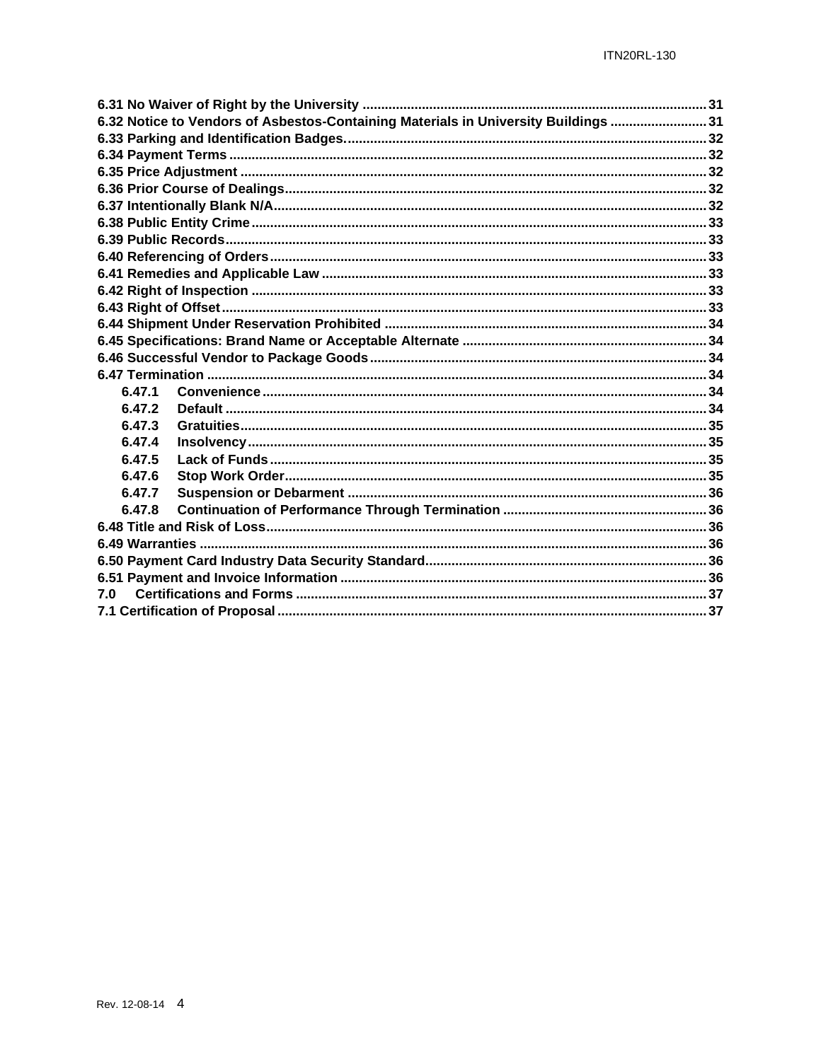6.31 No Waiver of Right by the University ........................................................................................ 31
6.32 Notice to Vendors of Asbestos-Containing Materials in University Buildings .......................... 31
6.33 Parking and Identification Badges................................................................................................ 32
6.34 Payment Terms ................................................................................................................................ 32
6.35 Price Adjustment ............................................................................................................................ 32
6.36 Prior Course of Dealings................................................................................................................ 32
6.37 Intentionally Blank N/A................................................................................................................... 32
6.38 Public Entity Crime ......................................................................................................................... 33
6.39 Public Records................................................................................................................................ 33
6.40 Referencing of Orders.................................................................................................................... 33
6.41 Remedies and Applicable Law ....................................................................................................... 33
6.42 Right of Inspection ......................................................................................................................... 33
6.43 Right of Offset................................................................................................................................. 33
6.44 Shipment Under Reservation Prohibited ...................................................................................... 34
6.45 Specifications: Brand Name or Acceptable Alternate ................................................................. 34
6.46 Successful Vendor to Package Goods.......................................................................................... 34
6.47 Termination ..................................................................................................................................... 34

- 6.47.1 Convenience ....................................................................................................................... 34
- 6.47.2 Default ................................................................................................................................. 34
- 6.47.3 Gratuities............................................................................................................................. 35
- 6.47.4 Insolvency........................................................................................................................... 35
- 6.47.5 Lack of Funds ..................................................................................................................... 35
- 6.47.6 Stop Work Order................................................................................................................. 35
- 6.47.7 Suspension or Debarment ................................................................................................ 36
- 6.47.8 Continuation of Performance Through Termination ....................................................... 36

6.48 Title and Risk of Loss..................................................................................................................... 36
6.49 Warranties ....................................................................................................................................... 36
6.50 Payment Card Industry Data Security Standard........................................................................... 36
6.51 Payment and Invoice Information ................................................................................................. 36
7.0 Certifications and Forms ............................................................................................................. 37
7.1 Certification of Proposal .................................................................................................................. 37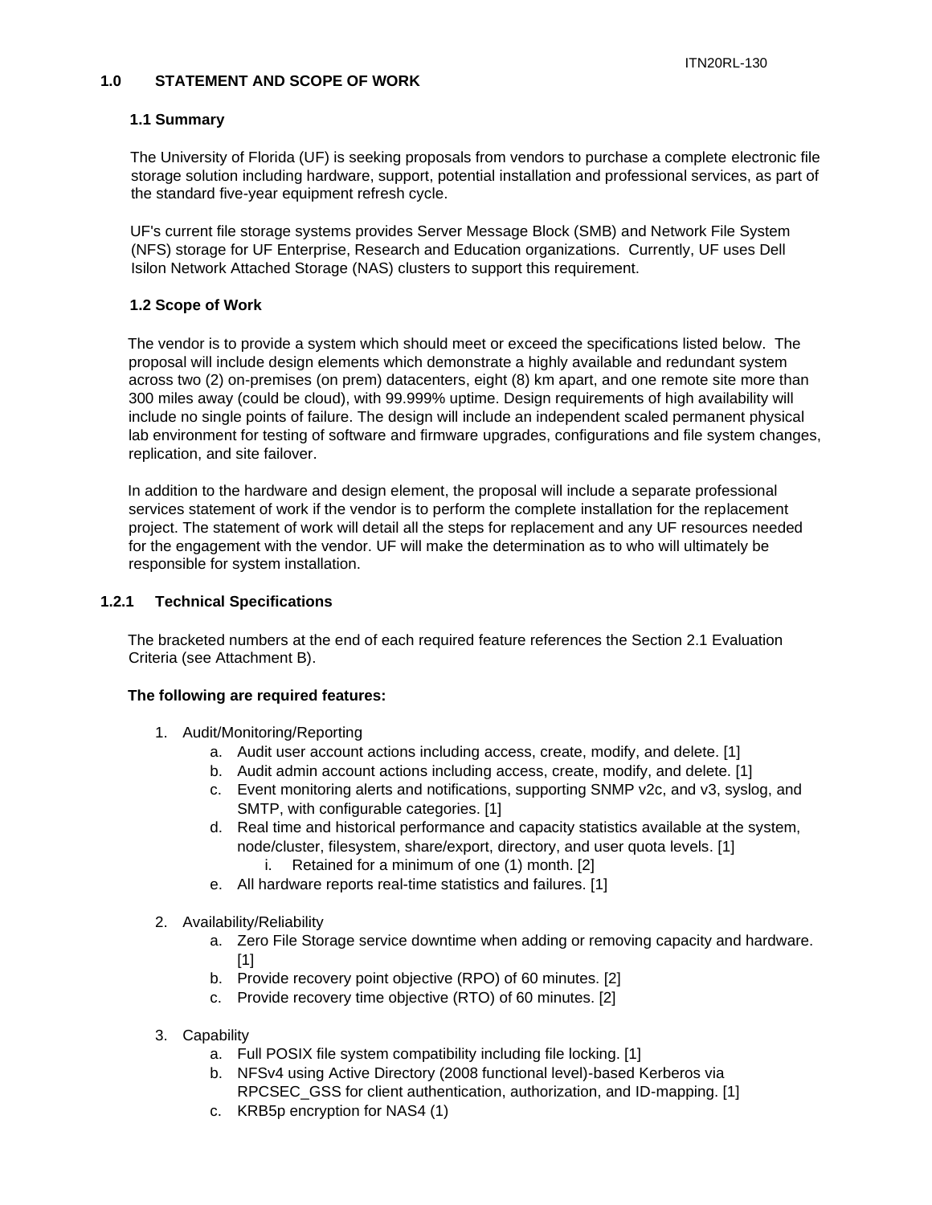## 1.0 STATEMENT AND SCOPE OF WORK

### 1.1 Summary

The University of Florida (UF) is seeking proposals from vendors to purchase a complete electronic file storage solution including hardware, support, potential installation and professional services, as part of the standard five-year equipment refresh cycle.

UF's current file storage systems provides Server Message Block (SMB) and Network File System (NFS) storage for UF Enterprise, Research and Education organizations. Currently, UF uses Dell Isilon Network Attached Storage (NAS) clusters to support this requirement.

### 1.2 Scope of Work

The vendor is to provide a system which should meet or exceed the specifications listed below. The proposal will include design elements which demonstrate a highly available and redundant system across two (2) on-premises (on prem) datacenters, eight (8) km apart, and one remote site more than 300 miles away (could be cloud), with 99.999% uptime. Design requirements of high availability will include no single points of failure. The design will include an independent scaled permanent physical lab environment for testing of software and firmware upgrades, configurations and file system changes, replication, and site failover.

In addition to the hardware and design element, the proposal will include a separate professional services statement of work if the vendor is to perform the complete installation for the replacement project. The statement of work will detail all the steps for replacement and any UF resources needed for the engagement with the vendor. UF will make the determination as to who will ultimately be responsible for system installation.

### 1.2.1 Technical Specifications

The bracketed numbers at the end of each required feature references the Section 2.1 Evaluation Criteria (see Attachment B).

**The following are required features:**

1. Audit/Monitoring/Reporting
   a. Audit user account actions including access, create, modify, and delete. [1]
   b. Audit admin account actions including access, create, modify, and delete. [1]
   c. Event monitoring alerts and notifications, supporting SNMP v2c, and v3, syslog, and SMTP, with configurable categories. [1]
   d. Real time and historical performance and capacity statistics available at the system, node/cluster, filesystem, share/export, directory, and user quota levels. [1]
      i. Retained for a minimum of one (1) month. [2]
   e. All hardware reports real-time statistics and failures. [1]

2. Availability/Reliability
   a. Zero File Storage service downtime when adding or removing capacity and hardware. [1]
   b. Provide recovery point objective (RPO) of 60 minutes. [2]
   c. Provide recovery time objective (RTO) of 60 minutes. [2]

3. Capability
   a. Full POSIX file system compatibility including file locking. [1]
   b. NFSv4 using Active Directory (2008 functional level)-based Kerberos via RPCSEC_GSS for client authentication, authorization, and ID-mapping. [1]
   c. KRB5p encryption for NAS4 (1)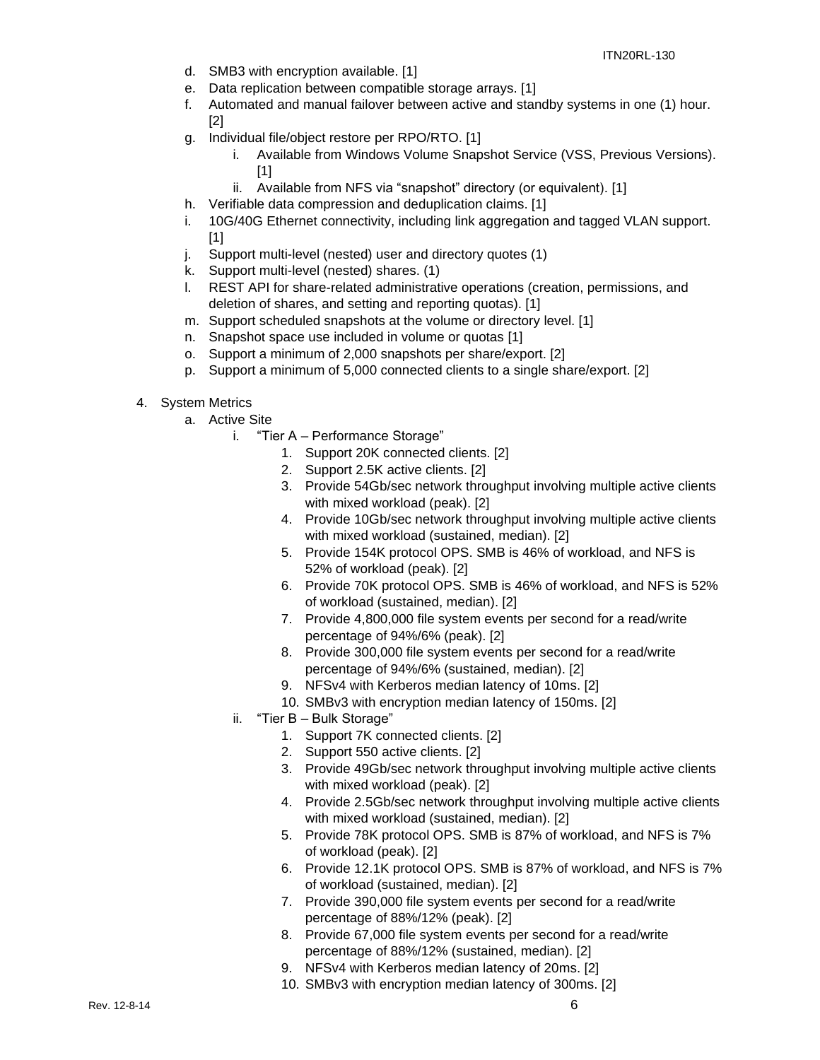d. SMB3 with encryption available. [1]
e. Data replication between compatible storage arrays. [1]
f. Automated and manual failover between active and standby systems in one (1) hour. [2]
g. Individual file/object restore per RPO/RTO. [1]
    i. Available from Windows Volume Snapshot Service (VSS, Previous Versions). [1]
    ii. Available from NFS via “snapshot” directory (or equivalent). [1]
h. Verifiable data compression and deduplication claims. [1]
i. 10G/40G Ethernet connectivity, including link aggregation and tagged VLAN support. [1]
j. Support multi-level (nested) user and directory quotes (1)
k. Support multi-level (nested) shares. (1)
l. REST API for share-related administrative operations (creation, permissions, and deletion of shares, and setting and reporting quotas). [1]
m. Support scheduled snapshots at the volume or directory level. [1]
n. Snapshot space use included in volume or quotas [1]
o. Support a minimum of 2,000 snapshots per share/export. [2]
p. Support a minimum of 5,000 connected clients to a single share/export. [2]

4. System Metrics
    a. Active Site
        i. “Tier A – Performance Storage”
            1. Support 20K connected clients. [2]
            2. Support 2.5K active clients. [2]
            3. Provide 54Gb/sec network throughput involving multiple active clients with mixed workload (peak). [2]
            4. Provide 10Gb/sec network throughput involving multiple active clients with mixed workload (sustained, median). [2]
            5. Provide 154K protocol OPS. SMB is 46% of workload, and NFS is 52% of workload (peak). [2]
            6. Provide 70K protocol OPS. SMB is 46% of workload, and NFS is 52% of workload (sustained, median). [2]
            7. Provide 4,800,000 file system events per second for a read/write percentage of 94%/6% (peak). [2]
            8. Provide 300,000 file system events per second for a read/write percentage of 94%/6% (sustained, median). [2]
            9. NFSv4 with Kerberos median latency of 10ms. [2]
            10. SMBv3 with encryption median latency of 150ms. [2]
        ii. “Tier B – Bulk Storage”
            1. Support 7K connected clients. [2]
            2. Support 550 active clients. [2]
            3. Provide 49Gb/sec network throughput involving multiple active clients with mixed workload (peak). [2]
            4. Provide 2.5Gb/sec network throughput involving multiple active clients with mixed workload (sustained, median). [2]
            5. Provide 78K protocol OPS. SMB is 87% of workload, and NFS is 7% of workload (peak). [2]
            6. Provide 12.1K protocol OPS. SMB is 87% of workload, and NFS is 7% of workload (sustained, median). [2]
            7. Provide 390,000 file system events per second for a read/write percentage of 88%/12% (peak). [2]
            8. Provide 67,000 file system events per second for a read/write percentage of 88%/12% (sustained, median). [2]
            9. NFSv4 with Kerberos median latency of 20ms. [2]
            10. SMBv3 with encryption median latency of 300ms. [2]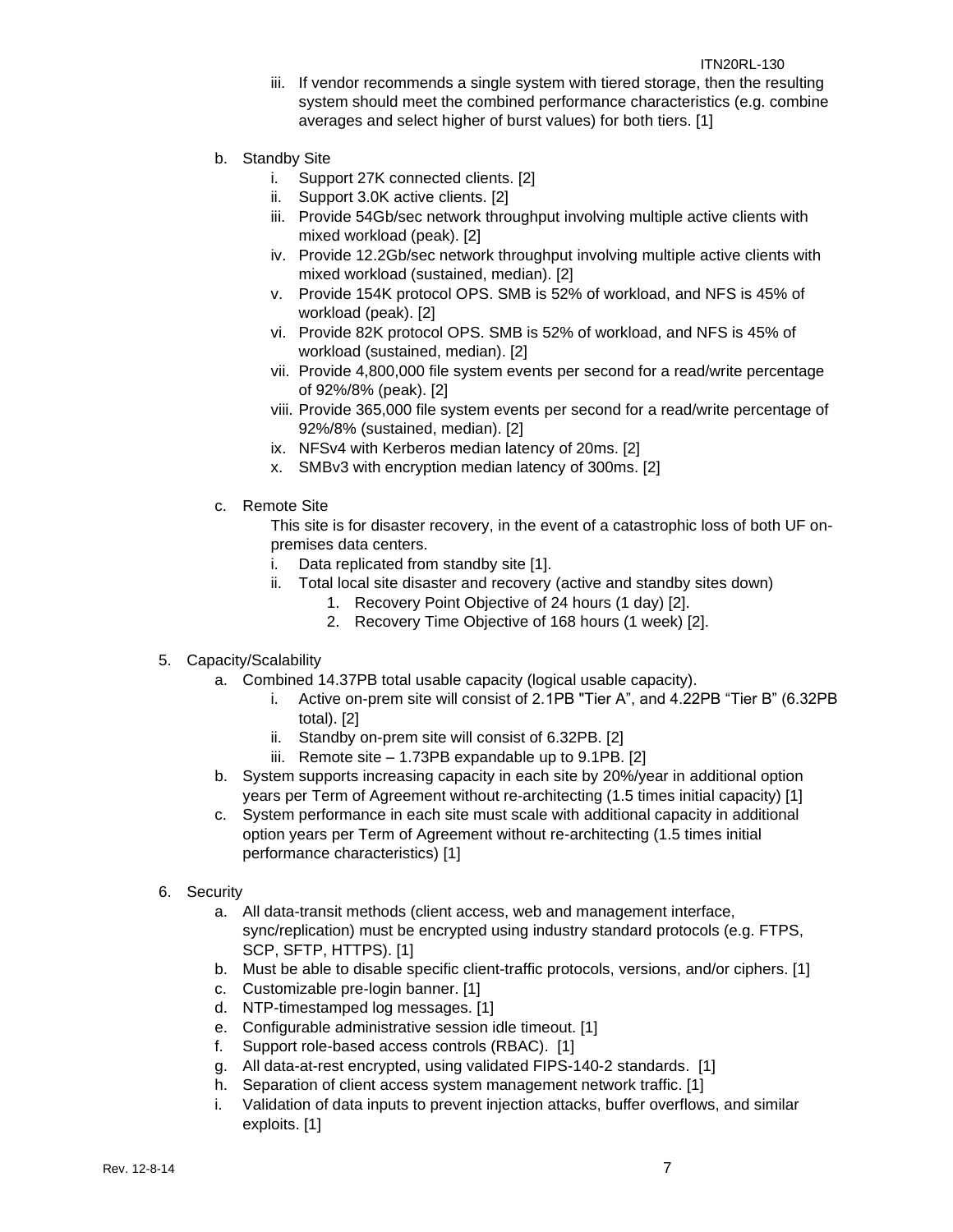iii. If vendor recommends a single system with tiered storage, then the resulting system should meet the combined performance characteristics (e.g. combine averages and select higher of burst values) for both tiers. [1]

b. Standby Site
   i. Support 27K connected clients. [2]
   ii. Support 3.0K active clients. [2]
   iii. Provide 54Gb/sec network throughput involving multiple active clients with mixed workload (peak). [2]
   iv. Provide 12.2Gb/sec network throughput involving multiple active clients with mixed workload (sustained, median). [2]
   v. Provide 154K protocol OPS. SMB is 52% of workload, and NFS is 45% of workload (peak). [2]
   vi. Provide 82K protocol OPS. SMB is 52% of workload, and NFS is 45% of workload (sustained, median). [2]
   vii. Provide 4,800,000 file system events per second for a read/write percentage of 92%/8% (peak). [2]
   viii. Provide 365,000 file system events per second for a read/write percentage of 92%/8% (sustained, median). [2]
   ix. NFSv4 with Kerberos median latency of 20ms. [2]
   x. SMBv3 with encryption median latency of 300ms. [2]

c. Remote Site

   This site is for disaster recovery, in the event of a catastrophic loss of both UF on-premises data centers.
   i. Data replicated from standby site [1].
   ii. Total local site disaster and recovery (active and standby sites down)
      1. Recovery Point Objective of 24 hours (1 day) [2].
      2. Recovery Time Objective of 168 hours (1 week) [2].

5. Capacity/Scalability
   a. Combined 14.37PB total usable capacity (logical usable capacity).
      i. Active on-prem site will consist of 2.1PB "Tier A", and 4.22PB "Tier B" (6.32PB total). [2]
      ii. Standby on-prem site will consist of 6.32PB. [2]
      iii. Remote site – 1.73PB expandable up to 9.1PB. [2]
   b. System supports increasing capacity in each site by 20%/year in additional option years per Term of Agreement without re-architecting (1.5 times initial capacity) [1]
   c. System performance in each site must scale with additional capacity in additional option years per Term of Agreement without re-architecting (1.5 times initial performance characteristics) [1]

6. Security
   a. All data-transit methods (client access, web and management interface, sync/replication) must be encrypted using industry standard protocols (e.g. FTPS, SCP, SFTP, HTTPS). [1]
   b. Must be able to disable specific client-traffic protocols, versions, and/or ciphers. [1]
   c. Customizable pre-login banner. [1]
   d. NTP-timestamped log messages. [1]
   e. Configurable administrative session idle timeout. [1]
   f. Support role-based access controls (RBAC). [1]
   g. All data-at-rest encrypted, using validated FIPS-140-2 standards. [1]
   h. Separation of client access system management network traffic. [1]
   i. Validation of data inputs to prevent injection attacks, buffer overflows, and similar exploits. [1]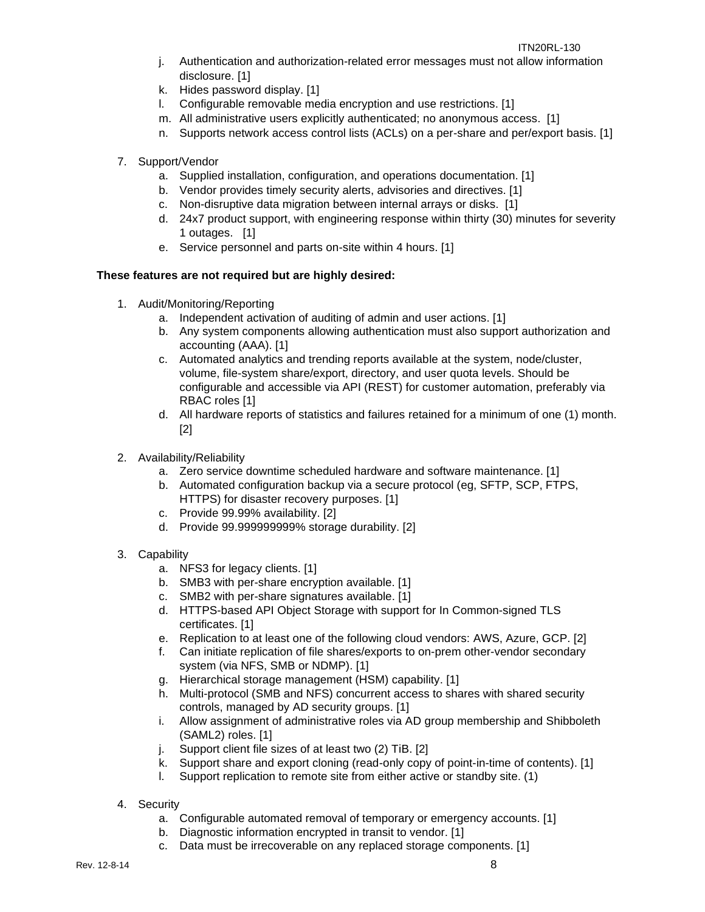j. Authentication and authorization-related error messages must not allow information disclosure. [1]
k. Hides password display. [1]
l. Configurable removable media encryption and use restrictions. [1]
m. All administrative users explicitly authenticated; no anonymous access. [1]
n. Supports network access control lists (ACLs) on a per-share and per/export basis. [1]

7. Support/Vendor
    a. Supplied installation, configuration, and operations documentation. [1]
    b. Vendor provides timely security alerts, advisories and directives. [1]
    c. Non-disruptive data migration between internal arrays or disks. [1]
    d. 24x7 product support, with engineering response within thirty (30) minutes for severity 1 outages. [1]
    e. Service personnel and parts on-site within 4 hours. [1]

**These features are not required but are highly desired:**

1. Audit/Monitoring/Reporting
    a. Independent activation of auditing of admin and user actions. [1]
    b. Any system components allowing authentication must also support authorization and accounting (AAA). [1]
    c. Automated analytics and trending reports available at the system, node/cluster, volume, file-system share/export, directory, and user quota levels. Should be configurable and accessible via API (REST) for customer automation, preferably via RBAC roles [1]
    d. All hardware reports of statistics and failures retained for a minimum of one (1) month. [2]

2. Availability/Reliability
    a. Zero service downtime scheduled hardware and software maintenance. [1]
    b. Automated configuration backup via a secure protocol (eg, SFTP, SCP, FTPS, HTTPS) for disaster recovery purposes. [1]
    c. Provide 99.99% availability. [2]
    d. Provide 99.999999999% storage durability. [2]

3. Capability
    a. NFS3 for legacy clients. [1]
    b. SMB3 with per-share encryption available. [1]
    c. SMB2 with per-share signatures available. [1]
    d. HTTPS-based API Object Storage with support for In Common-signed TLS certificates. [1]
    e. Replication to at least one of the following cloud vendors: AWS, Azure, GCP. [2]
    f. Can initiate replication of file shares/exports to on-prem other-vendor secondary system (via NFS, SMB or NDMP). [1]
    g. Hierarchical storage management (HSM) capability. [1]
    h. Multi-protocol (SMB and NFS) concurrent access to shares with shared security controls, managed by AD security groups. [1]
    i. Allow assignment of administrative roles via AD group membership and Shibboleth (SAML2) roles. [1]
    j. Support client file sizes of at least two (2) TiB. [2]
    k. Support share and export cloning (read-only copy of point-in-time of contents). [1]
    l. Support replication to remote site from either active or standby site. (1)

4. Security
    a. Configurable automated removal of temporary or emergency accounts. [1]
    b. Diagnostic information encrypted in transit to vendor. [1]
    c. Data must be irrecoverable on any replaced storage components. [1]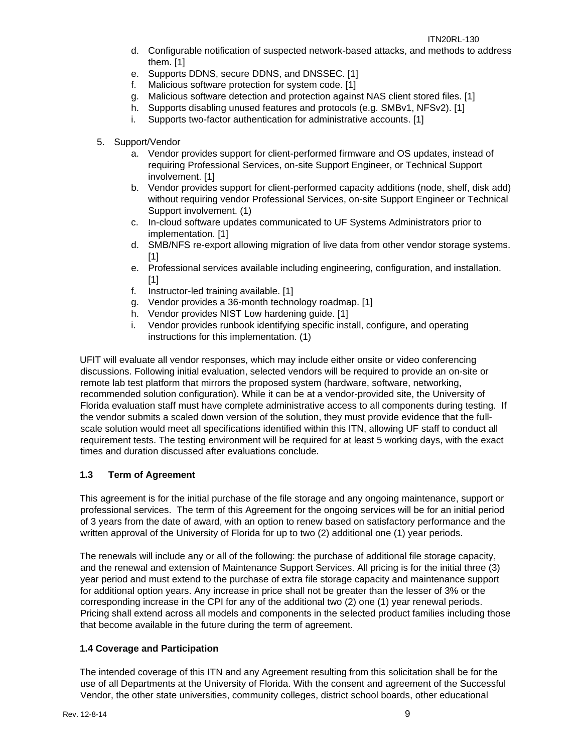d. Configurable notification of suspected network-based attacks, and methods to address them. [1]
e. Supports DDNS, secure DDNS, and DNSSEC. [1]
f. Malicious software protection for system code. [1]
g. Malicious software detection and protection against NAS client stored files. [1]
h. Supports disabling unused features and protocols (e.g. SMBv1, NFSv2). [1]
i. Supports two-factor authentication for administrative accounts. [1]

5. Support/Vendor
   a. Vendor provides support for client-performed firmware and OS updates, instead of requiring Professional Services, on-site Support Engineer, or Technical Support involvement. [1]
   b. Vendor provides support for client-performed capacity additions (node, shelf, disk add) without requiring vendor Professional Services, on-site Support Engineer or Technical Support involvement. (1)
   c. In-cloud software updates communicated to UF Systems Administrators prior to implementation. [1]
   d. SMB/NFS re-export allowing migration of live data from other vendor storage systems. [1]
   e. Professional services available including engineering, configuration, and installation. [1]
   f. Instructor-led training available. [1]
   g. Vendor provides a 36-month technology roadmap. [1]
   h. Vendor provides NIST Low hardening guide. [1]
   i. Vendor provides runbook identifying specific install, configure, and operating instructions for this implementation. (1)

UFIT will evaluate all vendor responses, which may include either onsite or video conferencing discussions. Following initial evaluation, selected vendors will be required to provide an on-site or remote lab test platform that mirrors the proposed system (hardware, software, networking, recommended solution configuration). While it can be at a vendor-provided site, the University of Florida evaluation staff must have complete administrative access to all components during testing. If the vendor submits a scaled down version of the solution, they must provide evidence that the full-scale solution would meet all specifications identified within this ITN, allowing UF staff to conduct all requirement tests. The testing environment will be required for at least 5 working days, with the exact times and duration discussed after evaluations conclude.

### 1.3 Term of Agreement

This agreement is for the initial purchase of the file storage and any ongoing maintenance, support or professional services. The term of this Agreement for the ongoing services will be for an initial period of 3 years from the date of award, with an option to renew based on satisfactory performance and the written approval of the University of Florida for up to two (2) additional one (1) year periods.

The renewals will include any or all of the following: the purchase of additional file storage capacity, and the renewal and extension of Maintenance Support Services. All pricing is for the initial three (3) year period and must extend to the purchase of extra file storage capacity and maintenance support for additional option years. Any increase in price shall not be greater than the lesser of 3% or the corresponding increase in the CPI for any of the additional two (2) one (1) year renewal periods. Pricing shall extend across all models and components in the selected product families including those that become available in the future during the term of agreement.

### 1.4 Coverage and Participation

The intended coverage of this ITN and any Agreement resulting from this solicitation shall be for the use of all Departments at the University of Florida. With the consent and agreement of the Successful Vendor, the other state universities, community colleges, district school boards, other educational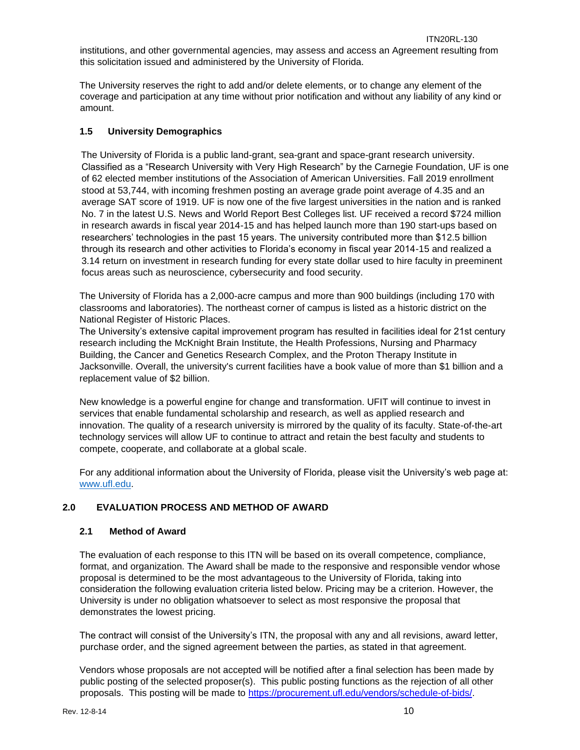institutions, and other governmental agencies, may assess and access an Agreement resulting from this solicitation issued and administered by the University of Florida.

The University reserves the right to add and/or delete elements, or to change any element of the coverage and participation at any time without prior notification and without any liability of any kind or amount.

### 1.5 University Demographics

The University of Florida is a public land-grant, sea-grant and space-grant research university. Classified as a "Research University with Very High Research" by the Carnegie Foundation, UF is one of 62 elected member institutions of the Association of American Universities. Fall 2019 enrollment stood at 53,744, with incoming freshmen posting an average grade point average of 4.35 and an average SAT score of 1919. UF is now one of the five largest universities in the nation and is ranked No. 7 in the latest U.S. News and World Report Best Colleges list. UF received a record $724 million in research awards in fiscal year 2014-15 and has helped launch more than 190 start-ups based on researchers' technologies in the past 15 years. The university contributed more than $12.5 billion through its research and other activities to Florida's economy in fiscal year 2014-15 and realized a 3.14 return on investment in research funding for every state dollar used to hire faculty in preeminent focus areas such as neuroscience, cybersecurity and food security.

The University of Florida has a 2,000-acre campus and more than 900 buildings (including 170 with classrooms and laboratories). The northeast corner of campus is listed as a historic district on the National Register of Historic Places.

The University's extensive capital improvement program has resulted in facilities ideal for 21st century research including the McKnight Brain Institute, the Health Professions, Nursing and Pharmacy Building, the Cancer and Genetics Research Complex, and the Proton Therapy Institute in Jacksonville. Overall, the university's current facilities have a book value of more than $1 billion and a replacement value of $2 billion.

New knowledge is a powerful engine for change and transformation. UFIT will continue to invest in services that enable fundamental scholarship and research, as well as applied research and innovation. The quality of a research university is mirrored by the quality of its faculty. State-of-the-art technology services will allow UF to continue to attract and retain the best faculty and students to compete, cooperate, and collaborate at a global scale.

For any additional information about the University of Florida, please visit the University's web page at: [www.ufl.edu](http://www.ufl.edu).

## 2.0 EVALUATION PROCESS AND METHOD OF AWARD

### 2.1 Method of Award

The evaluation of each response to this ITN will be based on its overall competence, compliance, format, and organization. The Award shall be made to the responsive and responsible vendor whose proposal is determined to be the most advantageous to the University of Florida, taking into consideration the following evaluation criteria listed below. Pricing may be a criterion. However, the University is under no obligation whatsoever to select as most responsive the proposal that demonstrates the lowest pricing.

The contract will consist of the University's ITN, the proposal with any and all revisions, award letter, purchase order, and the signed agreement between the parties, as stated in that agreement.

Vendors whose proposals are not accepted will be notified after a final selection has been made by public posting of the selected proposer(s). This public posting functions as the rejection of all other proposals. This posting will be made to [https://procurement.ufl.edu/vendors/schedule-of-bids/](https://procurement.ufl.edu/vendors/schedule-of-bids/).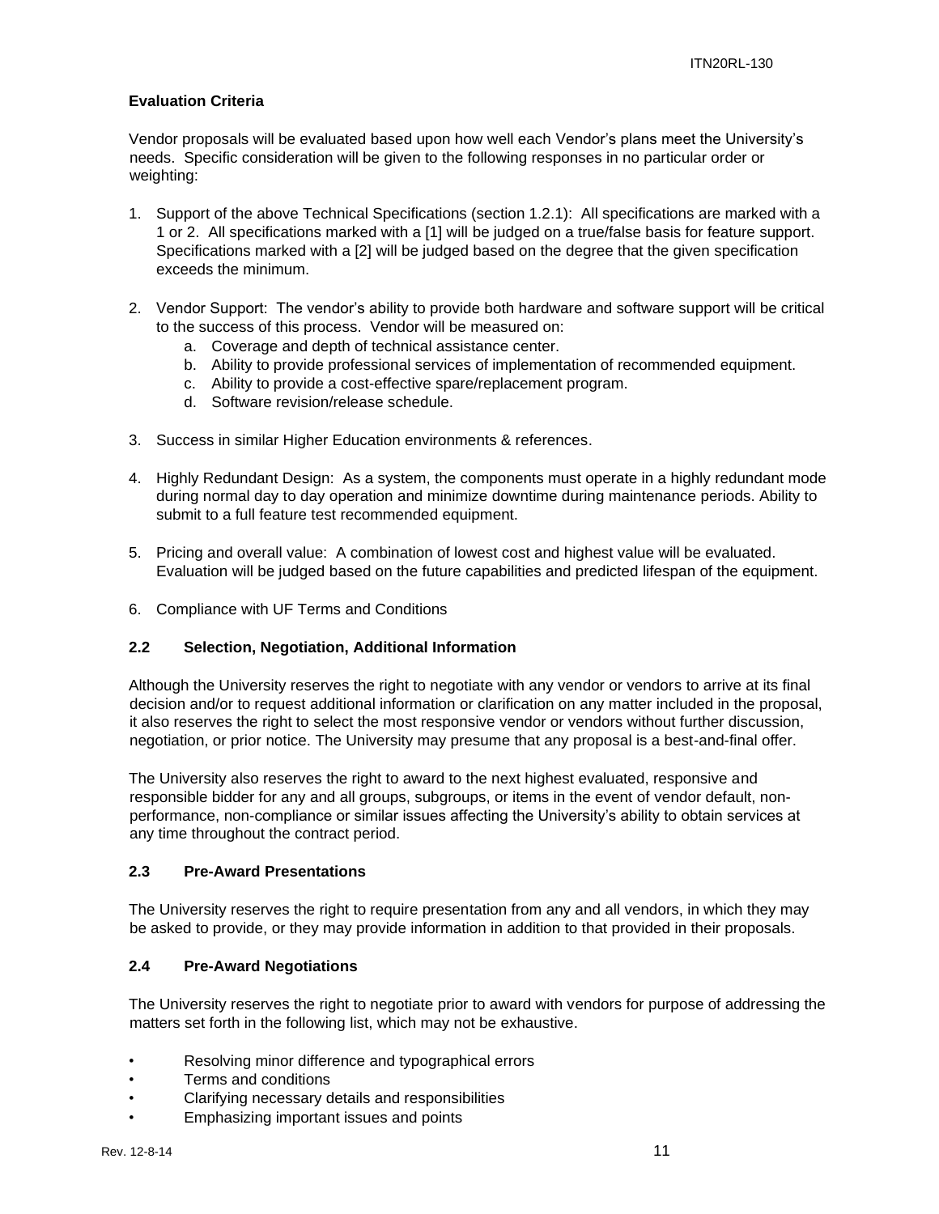**Evaluation Criteria**

Vendor proposals will be evaluated based upon how well each Vendor's plans meet the University's needs. Specific consideration will be given to the following responses in no particular order or weighting:

1. Support of the above Technical Specifications (section 1.2.1): All specifications are marked with a 1 or 2. All specifications marked with a [1] will be judged on a true/false basis for feature support. Specifications marked with a [2] will be judged based on the degree that the given specification exceeds the minimum.

2. Vendor Support: The vendor's ability to provide both hardware and software support will be critical to the success of this process. Vendor will be measured on:
   a. Coverage and depth of technical assistance center.
   b. Ability to provide professional services of implementation of recommended equipment.
   c. Ability to provide a cost-effective spare/replacement program.
   d. Software revision/release schedule.

3. Success in similar Higher Education environments & references.

4. Highly Redundant Design: As a system, the components must operate in a highly redundant mode during normal day to day operation and minimize downtime during maintenance periods. Ability to submit to a full feature test recommended equipment.

5. Pricing and overall value: A combination of lowest cost and highest value will be evaluated. Evaluation will be judged based on the future capabilities and predicted lifespan of the equipment.

6. Compliance with UF Terms and Conditions

## 2.2 Selection, Negotiation, Additional Information

Although the University reserves the right to negotiate with any vendor or vendors to arrive at its final decision and/or to request additional information or clarification on any matter included in the proposal, it also reserves the right to select the most responsive vendor or vendors without further discussion, negotiation, or prior notice. The University may presume that any proposal is a best-and-final offer.

The University also reserves the right to award to the next highest evaluated, responsive and responsible bidder for any and all groups, subgroups, or items in the event of vendor default, non-performance, non-compliance or similar issues affecting the University's ability to obtain services at any time throughout the contract period.

## 2.3 Pre-Award Presentations

The University reserves the right to require presentation from any and all vendors, in which they may be asked to provide, or they may provide information in addition to that provided in their proposals.

## 2.4 Pre-Award Negotiations

The University reserves the right to negotiate prior to award with vendors for purpose of addressing the matters set forth in the following list, which may not be exhaustive.

- Resolving minor difference and typographical errors
- Terms and conditions
- Clarifying necessary details and responsibilities
- Emphasizing important issues and points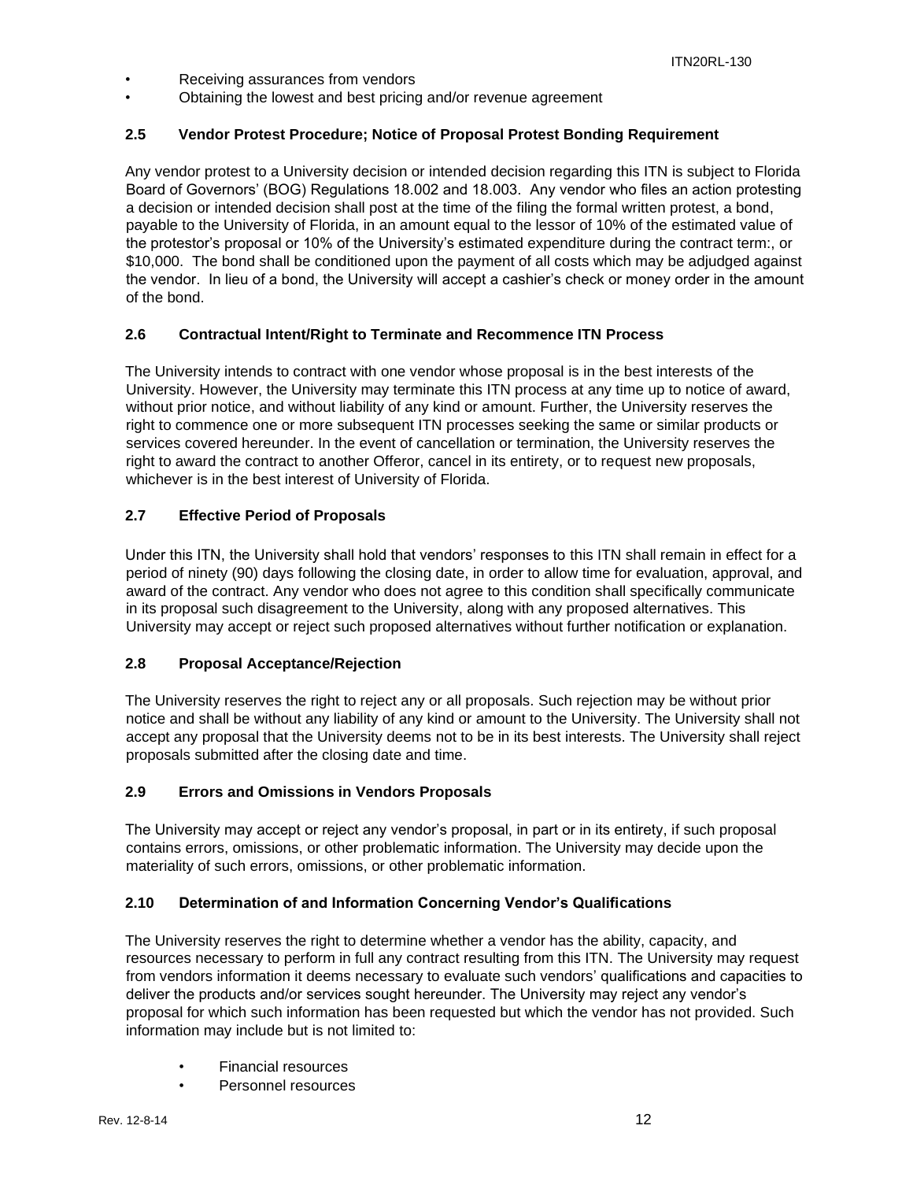- Receiving assurances from vendors
- Obtaining the lowest and best pricing and/or revenue agreement

### 2.5 Vendor Protest Procedure; Notice of Proposal Protest Bonding Requirement

Any vendor protest to a University decision or intended decision regarding this ITN is subject to Florida Board of Governors' (BOG) Regulations 18.002 and 18.003. Any vendor who files an action protesting a decision or intended decision shall post at the time of the filing the formal written protest, a bond, payable to the University of Florida, in an amount equal to the lessor of 10% of the estimated value of the protestor's proposal or 10% of the University's estimated expenditure during the contract term:, or $10,000. The bond shall be conditioned upon the payment of all costs which may be adjudged against the vendor. In lieu of a bond, the University will accept a cashier's check or money order in the amount of the bond.

### 2.6 Contractual Intent/Right to Terminate and Recommence ITN Process

The University intends to contract with one vendor whose proposal is in the best interests of the University. However, the University may terminate this ITN process at any time up to notice of award, without prior notice, and without liability of any kind or amount. Further, the University reserves the right to commence one or more subsequent ITN processes seeking the same or similar products or services covered hereunder. In the event of cancellation or termination, the University reserves the right to award the contract to another Offeror, cancel in its entirety, or to request new proposals, whichever is in the best interest of University of Florida.

### 2.7 Effective Period of Proposals

Under this ITN, the University shall hold that vendors' responses to this ITN shall remain in effect for a period of ninety (90) days following the closing date, in order to allow time for evaluation, approval, and award of the contract. Any vendor who does not agree to this condition shall specifically communicate in its proposal such disagreement to the University, along with any proposed alternatives. This University may accept or reject such proposed alternatives without further notification or explanation.

### 2.8 Proposal Acceptance/Rejection

The University reserves the right to reject any or all proposals. Such rejection may be without prior notice and shall be without any liability of any kind or amount to the University. The University shall not accept any proposal that the University deems not to be in its best interests. The University shall reject proposals submitted after the closing date and time.

### 2.9 Errors and Omissions in Vendors Proposals

The University may accept or reject any vendor's proposal, in part or in its entirety, if such proposal contains errors, omissions, or other problematic information. The University may decide upon the materiality of such errors, omissions, or other problematic information.

### 2.10 Determination of and Information Concerning Vendor's Qualifications

The University reserves the right to determine whether a vendor has the ability, capacity, and resources necessary to perform in full any contract resulting from this ITN. The University may request from vendors information it deems necessary to evaluate such vendors' qualifications and capacities to deliver the products and/or services sought hereunder. The University may reject any vendor's proposal for which such information has been requested but which the vendor has not provided. Such information may include but is not limited to:

- Financial resources
- Personnel resources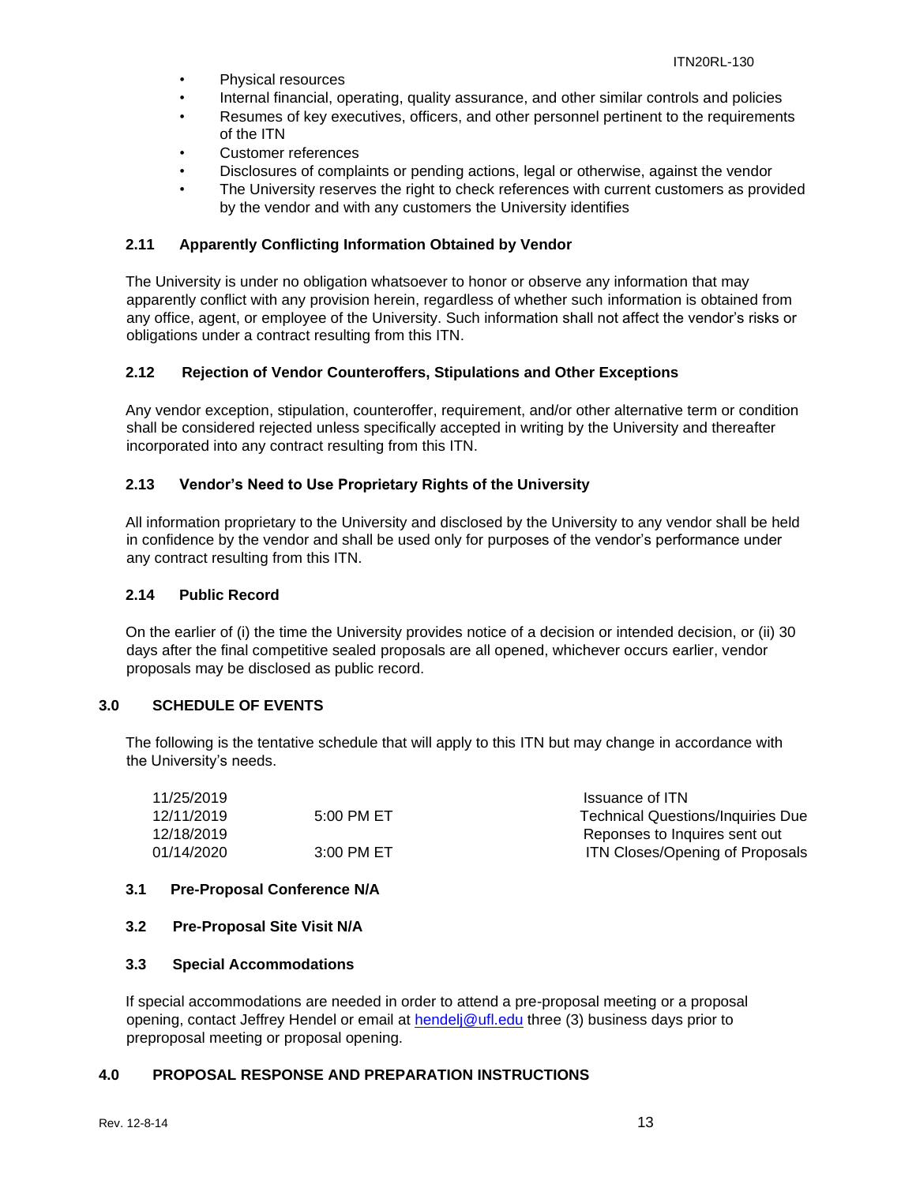- Physical resources
- Internal financial, operating, quality assurance, and other similar controls and policies
- Resumes of key executives, officers, and other personnel pertinent to the requirements of the ITN
- Customer references
- Disclosures of complaints or pending actions, legal or otherwise, against the vendor
- The University reserves the right to check references with current customers as provided by the vendor and with any customers the University identifies

### 2.11 Apparently Conflicting Information Obtained by Vendor

The University is under no obligation whatsoever to honor or observe any information that may apparently conflict with any provision herein, regardless of whether such information is obtained from any office, agent, or employee of the University. Such information shall not affect the vendor's risks or obligations under a contract resulting from this ITN.

### 2.12 Rejection of Vendor Counteroffers, Stipulations and Other Exceptions

Any vendor exception, stipulation, counteroffer, requirement, and/or other alternative term or condition shall be considered rejected unless specifically accepted in writing by the University and thereafter incorporated into any contract resulting from this ITN.

### 2.13 Vendor's Need to Use Proprietary Rights of the University

All information proprietary to the University and disclosed by the University to any vendor shall be held in confidence by the vendor and shall be used only for purposes of the vendor's performance under any contract resulting from this ITN.

### 2.14 Public Record

On the earlier of (i) the time the University provides notice of a decision or intended decision, or (ii) 30 days after the final competitive sealed proposals are all opened, whichever occurs earlier, vendor proposals may be disclosed as public record.

## 3.0 SCHEDULE OF EVENTS

The following is the tentative schedule that will apply to this ITN but may change in accordance with the University's needs.

| | | |
|---|---|---|
| 11/25/2019 | | Issuance of ITN |
| 12/11/2019 | 5:00 PM ET | Technical Questions/Inquiries Due |
| 12/18/2019 | | Reponses to Inquires sent out |
| 01/14/2020 | 3:00 PM ET | ITN Closes/Opening of Proposals |

### 3.1 Pre-Proposal Conference N/A

### 3.2 Pre-Proposal Site Visit N/A

### 3.3 Special Accommodations

If special accommodations are needed in order to attend a pre-proposal meeting or a proposal opening, contact Jeffrey Hendel or email at hendelj@ufl.edu three (3) business days prior to preproposal meeting or proposal opening.

## 4.0 PROPOSAL RESPONSE AND PREPARATION INSTRUCTIONS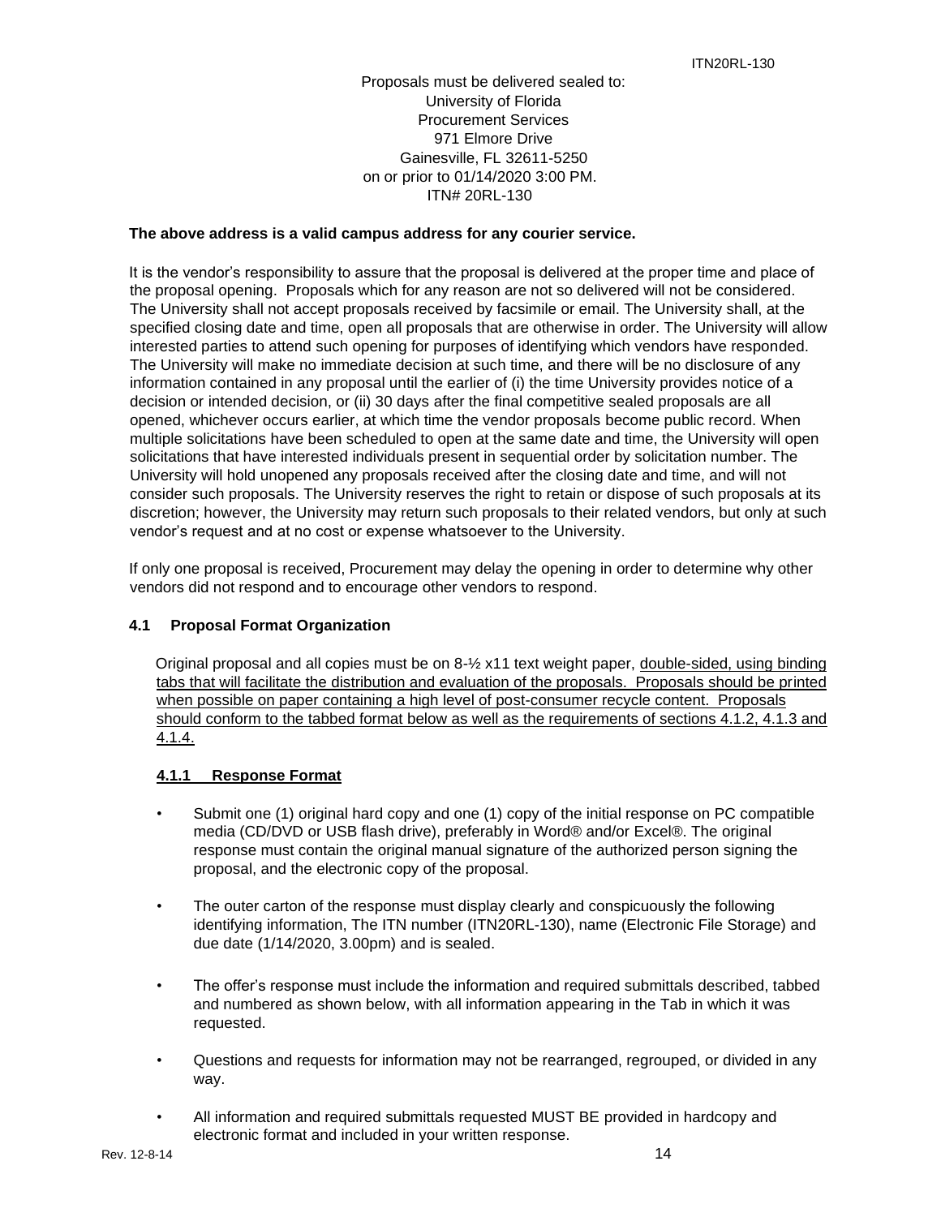Proposals must be delivered sealed to:
University of Florida
Procurement Services
971 Elmore Drive
Gainesville, FL 32611-5250
on or prior to 01/14/2020 3:00 PM.
ITN# 20RL-130

**The above address is a valid campus address for any courier service.**

It is the vendor's responsibility to assure that the proposal is delivered at the proper time and place of the proposal opening. Proposals which for any reason are not so delivered will not be considered. The University shall not accept proposals received by facsimile or email. The University shall, at the specified closing date and time, open all proposals that are otherwise in order. The University will allow interested parties to attend such opening for purposes of identifying which vendors have responded. The University will make no immediate decision at such time, and there will be no disclosure of any information contained in any proposal until the earlier of (i) the time University provides notice of a decision or intended decision, or (ii) 30 days after the final competitive sealed proposals are all opened, whichever occurs earlier, at which time the vendor proposals become public record. When multiple solicitations have been scheduled to open at the same date and time, the University will open solicitations that have interested individuals present in sequential order by solicitation number. The University will hold unopened any proposals received after the closing date and time, and will not consider such proposals. The University reserves the right to retain or dispose of such proposals at its discretion; however, the University may return such proposals to their related vendors, but only at such vendor's request and at no cost or expense whatsoever to the University.

If only one proposal is received, Procurement may delay the opening in order to determine why other vendors did not respond and to encourage other vendors to respond.

### 4.1 Proposal Format Organization

Original proposal and all copies must be on 8-½ x11 text weight paper, double-sided, using binding tabs that will facilitate the distribution and evaluation of the proposals. Proposals should be printed when possible on paper containing a high level of post-consumer recycle content. Proposals should conform to the tabbed format below as well as the requirements of sections 4.1.2, 4.1.3 and 4.1.4.

#### 4.1.1 Response Format

- Submit one (1) original hard copy and one (1) copy of the initial response on PC compatible media (CD/DVD or USB flash drive), preferably in Word® and/or Excel®. The original response must contain the original manual signature of the authorized person signing the proposal, and the electronic copy of the proposal.
- The outer carton of the response must display clearly and conspicuously the following identifying information, The ITN number (ITN20RL-130), name (Electronic File Storage) and due date (1/14/2020, 3.00pm) and is sealed.
- The offer's response must include the information and required submittals described, tabbed and numbered as shown below, with all information appearing in the Tab in which it was requested.
- Questions and requests for information may not be rearranged, regrouped, or divided in any way.
- All information and required submittals requested MUST BE provided in hardcopy and electronic format and included in your written response.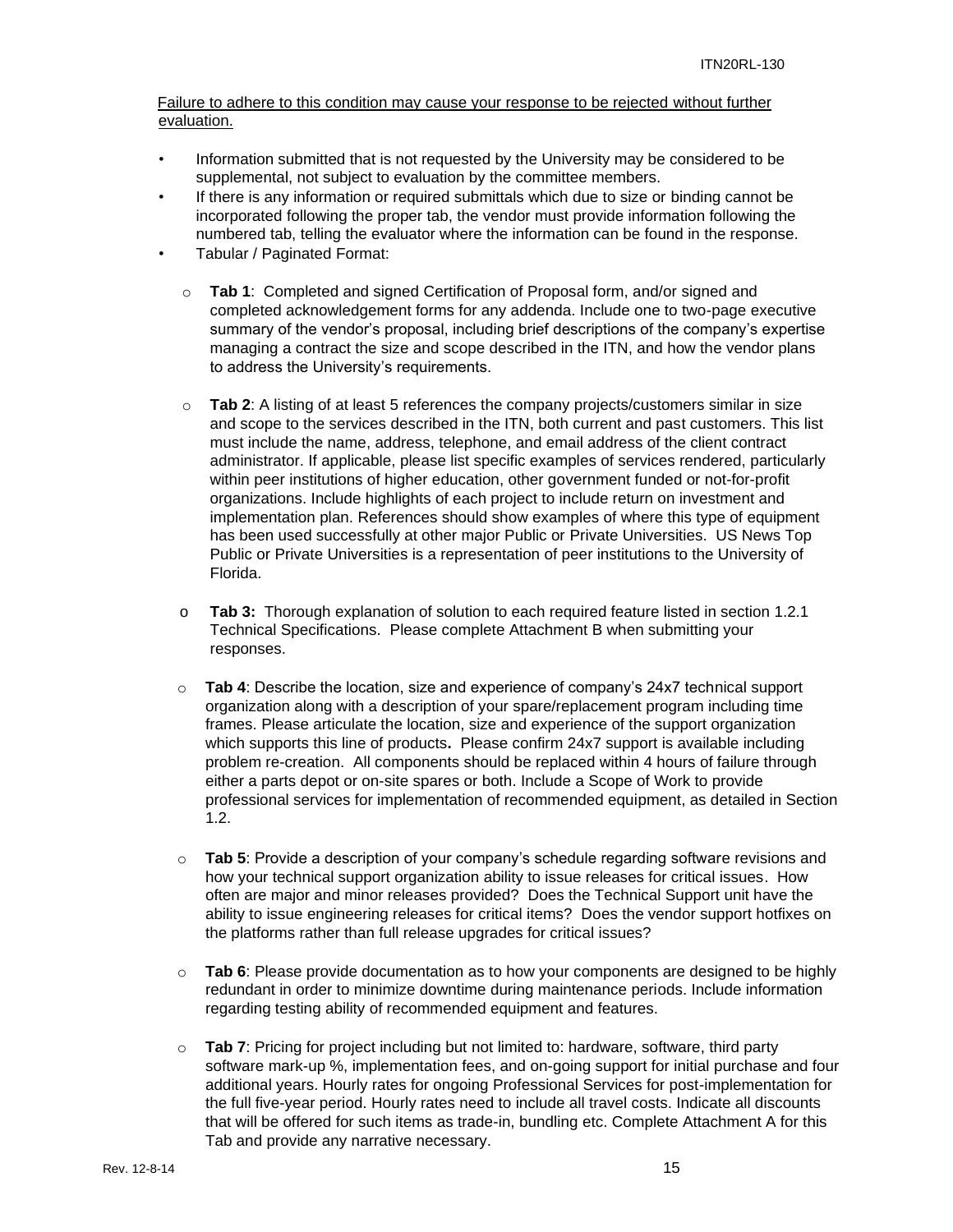Failure to adhere to this condition may cause your response to be rejected without further evaluation.

- Information submitted that is not requested by the University may be considered to be supplemental, not subject to evaluation by the committee members.
- If there is any information or required submittals which due to size or binding cannot be incorporated following the proper tab, the vendor must provide information following the numbered tab, telling the evaluator where the information can be found in the response.
- Tabular / Paginated Format:
  - **Tab 1**: Completed and signed Certification of Proposal form, and/or signed and completed acknowledgement forms for any addenda. Include one to two-page executive summary of the vendor's proposal, including brief descriptions of the company's expertise managing a contract the size and scope described in the ITN, and how the vendor plans to address the University's requirements.
  - **Tab 2**: A listing of at least 5 references the company projects/customers similar in size and scope to the services described in the ITN, both current and past customers. This list must include the name, address, telephone, and email address of the client contract administrator. If applicable, please list specific examples of services rendered, particularly within peer institutions of higher education, other government funded or not-for-profit organizations. Include highlights of each project to include return on investment and implementation plan. References should show examples of where this type of equipment has been used successfully at other major Public or Private Universities. US News Top Public or Private Universities is a representation of peer institutions to the University of Florida.
  - **Tab 3:** Thorough explanation of solution to each required feature listed in section 1.2.1 Technical Specifications. Please complete Attachment B when submitting your responses.
  - **Tab 4**: Describe the location, size and experience of company's 24x7 technical support organization along with a description of your spare/replacement program including time frames. Please articulate the location, size and experience of the support organization which supports this line of products**.** Please confirm 24x7 support is available including problem re-creation. All components should be replaced within 4 hours of failure through either a parts depot or on-site spares or both. Include a Scope of Work to provide professional services for implementation of recommended equipment, as detailed in Section 1.2.
  - **Tab 5**: Provide a description of your company's schedule regarding software revisions and how your technical support organization ability to issue releases for critical issues. How often are major and minor releases provided? Does the Technical Support unit have the ability to issue engineering releases for critical items? Does the vendor support hotfixes on the platforms rather than full release upgrades for critical issues?
  - **Tab 6**: Please provide documentation as to how your components are designed to be highly redundant in order to minimize downtime during maintenance periods. Include information regarding testing ability of recommended equipment and features.
  - **Tab 7**: Pricing for project including but not limited to: hardware, software, third party software mark-up %, implementation fees, and on-going support for initial purchase and four additional years. Hourly rates for ongoing Professional Services for post-implementation for the full five-year period. Hourly rates need to include all travel costs. Indicate all discounts that will be offered for such items as trade-in, bundling etc. Complete Attachment A for this Tab and provide any narrative necessary.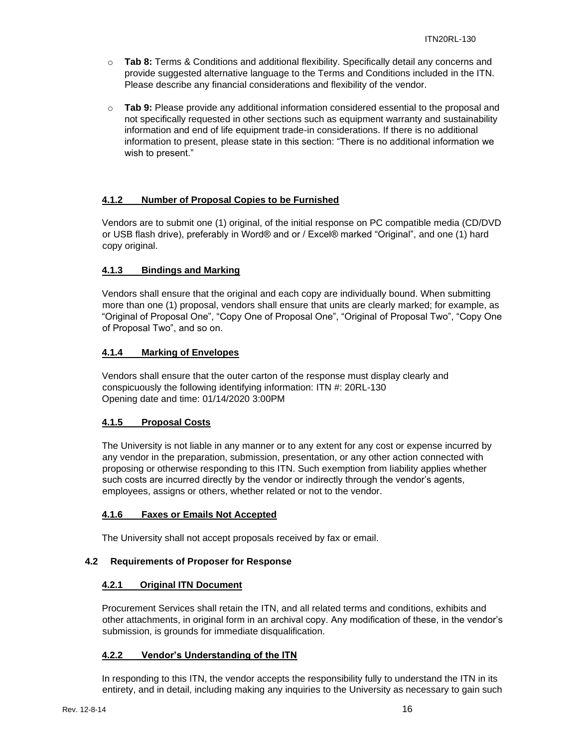- **Tab 8:** Terms & Conditions and additional flexibility. Specifically detail any concerns and provide suggested alternative language to the Terms and Conditions included in the ITN. Please describe any financial considerations and flexibility of the vendor.

- **Tab 9:** Please provide any additional information considered essential to the proposal and not specifically requested in other sections such as equipment warranty and sustainability information and end of life equipment trade-in considerations. If there is no additional information to present, please state in this section: "There is no additional information we wish to present."

#### 4.1.2 Number of Proposal Copies to be Furnished

Vendors are to submit one (1) original, of the initial response on PC compatible media (CD/DVD or USB flash drive), preferably in Word® and or / Excel® marked "Original", and one (1) hard copy original.

#### 4.1.3 Bindings and Marking

Vendors shall ensure that the original and each copy are individually bound. When submitting more than one (1) proposal, vendors shall ensure that units are clearly marked; for example, as "Original of Proposal One", "Copy One of Proposal One", "Original of Proposal Two", "Copy One of Proposal Two", and so on.

#### 4.1.4 Marking of Envelopes

Vendors shall ensure that the outer carton of the response must display clearly and conspicuously the following identifying information: ITN #: 20RL-130
Opening date and time: 01/14/2020 3:00PM

#### 4.1.5 Proposal Costs

The University is not liable in any manner or to any extent for any cost or expense incurred by any vendor in the preparation, submission, presentation, or any other action connected with proposing or otherwise responding to this ITN. Such exemption from liability applies whether such costs are incurred directly by the vendor or indirectly through the vendor's agents, employees, assigns or others, whether related or not to the vendor.

#### 4.1.6 Faxes or Emails Not Accepted

The University shall not accept proposals received by fax or email.

### 4.2 Requirements of Proposer for Response

#### 4.2.1 Original ITN Document

Procurement Services shall retain the ITN, and all related terms and conditions, exhibits and other attachments, in original form in an archival copy. Any modification of these, in the vendor's submission, is grounds for immediate disqualification.

#### 4.2.2 Vendor's Understanding of the ITN

In responding to this ITN, the vendor accepts the responsibility fully to understand the ITN in its entirety, and in detail, including making any inquiries to the University as necessary to gain such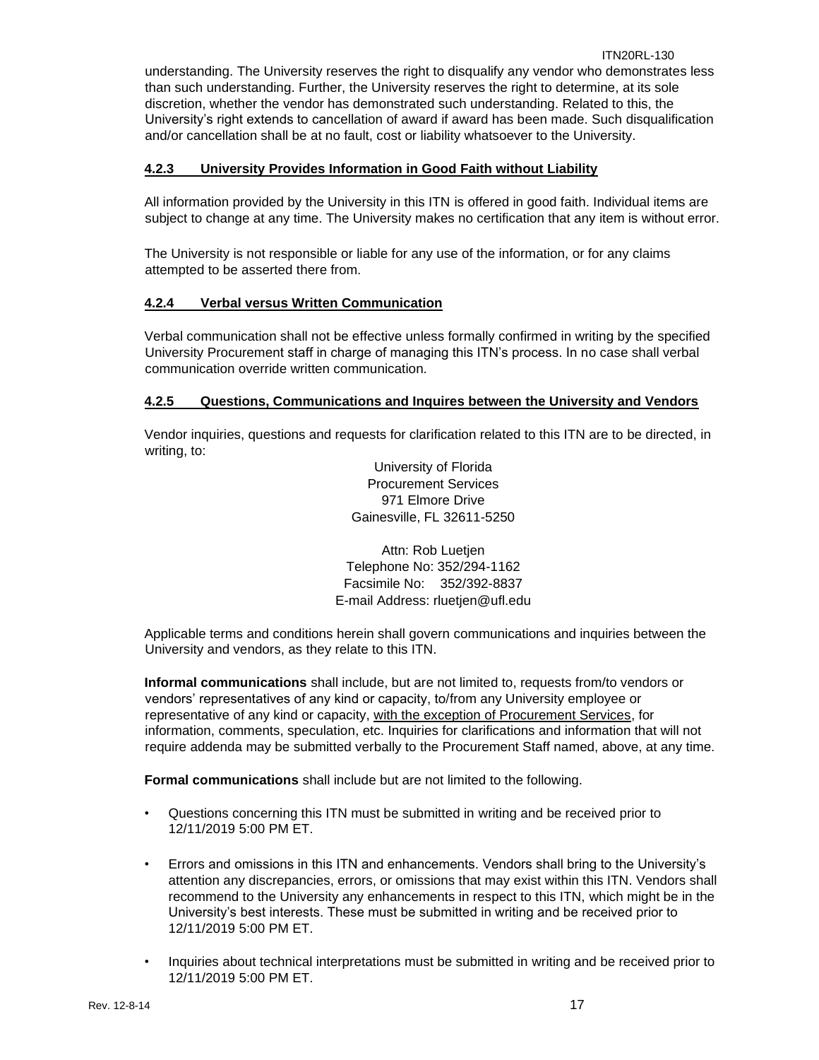understanding. The University reserves the right to disqualify any vendor who demonstrates less than such understanding. Further, the University reserves the right to determine, at its sole discretion, whether the vendor has demonstrated such understanding. Related to this, the University's right extends to cancellation of award if award has been made. Such disqualification and/or cancellation shall be at no fault, cost or liability whatsoever to the University.

#### 4.2.3 University Provides Information in Good Faith without Liability

All information provided by the University in this ITN is offered in good faith. Individual items are subject to change at any time. The University makes no certification that any item is without error.

The University is not responsible or liable for any use of the information, or for any claims attempted to be asserted there from.

#### 4.2.4 Verbal versus Written Communication

Verbal communication shall not be effective unless formally confirmed in writing by the specified University Procurement staff in charge of managing this ITN's process. In no case shall verbal communication override written communication.

#### 4.2.5 Questions, Communications and Inquires between the University and Vendors

Vendor inquiries, questions and requests for clarification related to this ITN are to be directed, in writing, to:

University of Florida
Procurement Services
971 Elmore Drive
Gainesville, FL 32611-5250

Attn: Rob Luetjen
Telephone No: 352/294-1162
Facsimile No: 352/392-8837
E-mail Address: rluetjen@ufl.edu

Applicable terms and conditions herein shall govern communications and inquiries between the University and vendors, as they relate to this ITN.

**Informal communications** shall include, but are not limited to, requests from/to vendors or vendors' representatives of any kind or capacity, to/from any University employee or representative of any kind or capacity, <u>with the exception of Procurement Services</u>, for information, comments, speculation, etc. Inquiries for clarifications and information that will not require addenda may be submitted verbally to the Procurement Staff named, above, at any time.

**Formal communications** shall include but are not limited to the following.

- Questions concerning this ITN must be submitted in writing and be received prior to 12/11/2019 5:00 PM ET.
- Errors and omissions in this ITN and enhancements. Vendors shall bring to the University's attention any discrepancies, errors, or omissions that may exist within this ITN. Vendors shall recommend to the University any enhancements in respect to this ITN, which might be in the University's best interests. These must be submitted in writing and be received prior to 12/11/2019 5:00 PM ET.
- Inquiries about technical interpretations must be submitted in writing and be received prior to 12/11/2019 5:00 PM ET.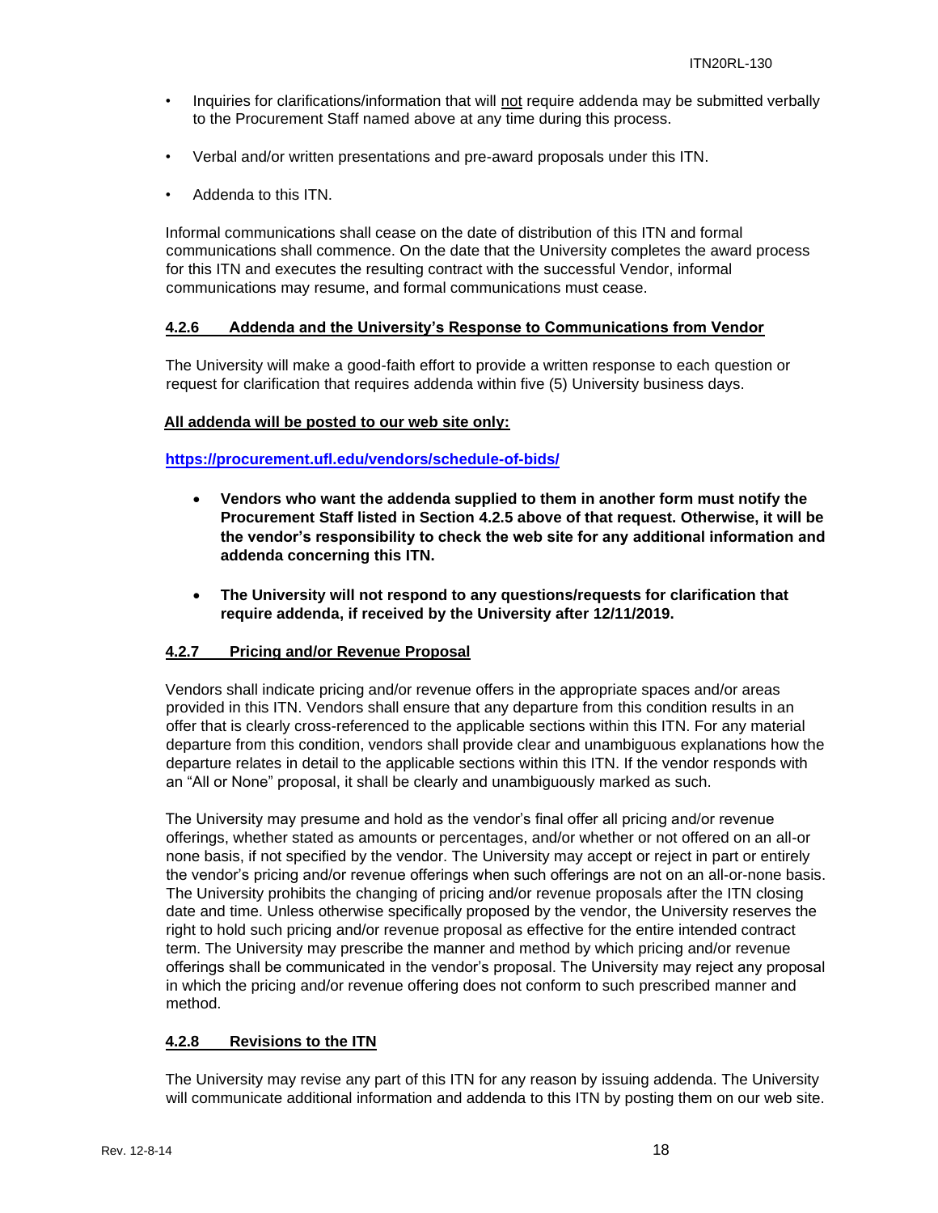- Inquiries for clarifications/information that will not require addenda may be submitted verbally to the Procurement Staff named above at any time during this process.
- Verbal and/or written presentations and pre-award proposals under this ITN.
- Addenda to this ITN.

Informal communications shall cease on the date of distribution of this ITN and formal communications shall commence. On the date that the University completes the award process for this ITN and executes the resulting contract with the successful Vendor, informal communications may resume, and formal communications must cease.

#### 4.2.6 Addenda and the University's Response to Communications from Vendor

The University will make a good-faith effort to provide a written response to each question or request for clarification that requires addenda within five (5) University business days.

**All addenda will be posted to our web site only:**

**https://procurement.ufl.edu/vendors/schedule-of-bids/**

- **Vendors who want the addenda supplied to them in another form must notify the Procurement Staff listed in Section 4.2.5 above of that request. Otherwise, it will be the vendor's responsibility to check the web site for any additional information and addenda concerning this ITN.**
- **The University will not respond to any questions/requests for clarification that require addenda, if received by the University after 12/11/2019.**

#### 4.2.7 Pricing and/or Revenue Proposal

Vendors shall indicate pricing and/or revenue offers in the appropriate spaces and/or areas provided in this ITN. Vendors shall ensure that any departure from this condition results in an offer that is clearly cross-referenced to the applicable sections within this ITN. For any material departure from this condition, vendors shall provide clear and unambiguous explanations how the departure relates in detail to the applicable sections within this ITN. If the vendor responds with an "All or None" proposal, it shall be clearly and unambiguously marked as such.

The University may presume and hold as the vendor's final offer all pricing and/or revenue offerings, whether stated as amounts or percentages, and/or whether or not offered on an all-or none basis, if not specified by the vendor. The University may accept or reject in part or entirely the vendor's pricing and/or revenue offerings when such offerings are not on an all-or-none basis. The University prohibits the changing of pricing and/or revenue proposals after the ITN closing date and time. Unless otherwise specifically proposed by the vendor, the University reserves the right to hold such pricing and/or revenue proposal as effective for the entire intended contract term. The University may prescribe the manner and method by which pricing and/or revenue offerings shall be communicated in the vendor's proposal. The University may reject any proposal in which the pricing and/or revenue offering does not conform to such prescribed manner and method.

#### 4.2.8 Revisions to the ITN

The University may revise any part of this ITN for any reason by issuing addenda. The University will communicate additional information and addenda to this ITN by posting them on our web site.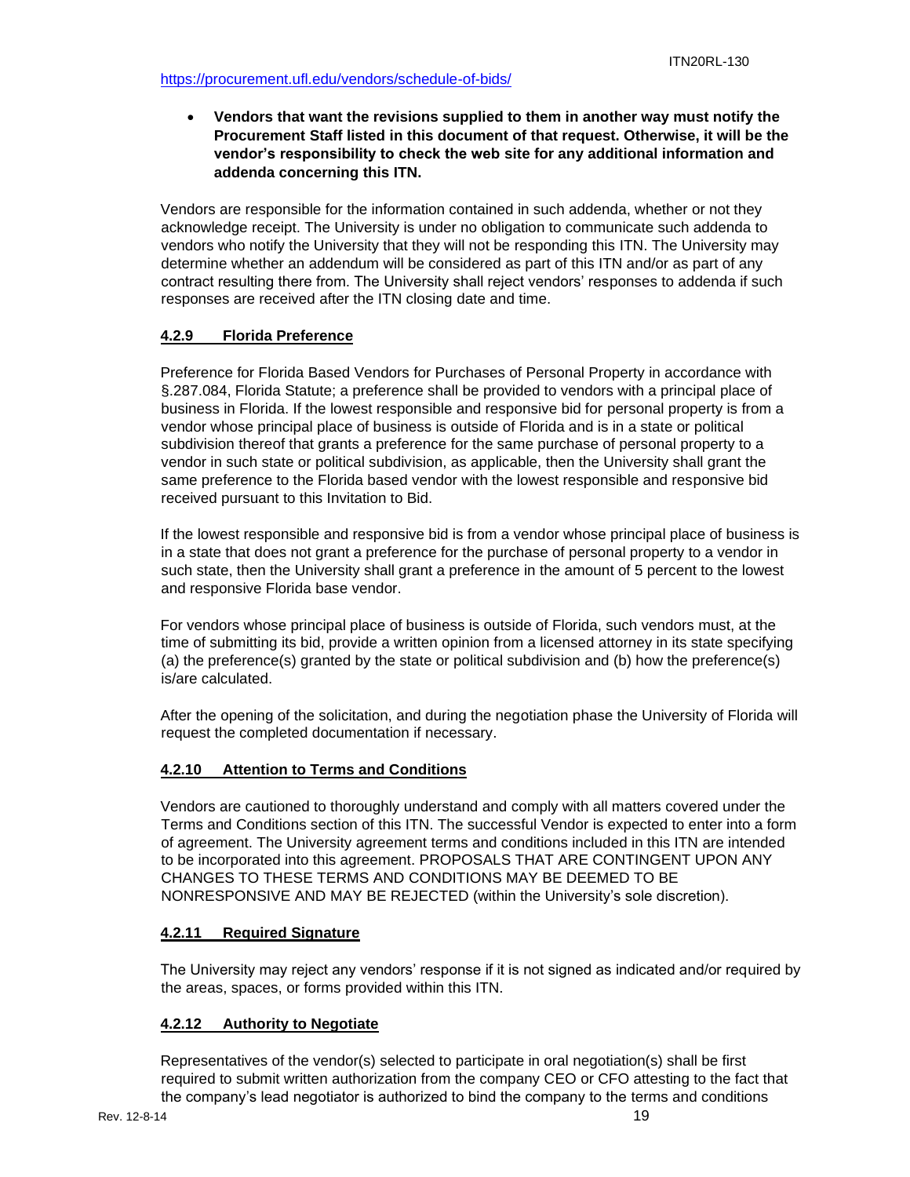https://procurement.ufl.edu/vendors/schedule-of-bids/

- **Vendors that want the revisions supplied to them in another way must notify the Procurement Staff listed in this document of that request. Otherwise, it will be the vendor's responsibility to check the web site for any additional information and addenda concerning this ITN.**

Vendors are responsible for the information contained in such addenda, whether or not they acknowledge receipt. The University is under no obligation to communicate such addenda to vendors who notify the University that they will not be responding this ITN. The University may determine whether an addendum will be considered as part of this ITN and/or as part of any contract resulting there from. The University shall reject vendors' responses to addenda if such responses are received after the ITN closing date and time.

### 4.2.9 Florida Preference

Preference for Florida Based Vendors for Purchases of Personal Property in accordance with §.287.084, Florida Statute; a preference shall be provided to vendors with a principal place of business in Florida. If the lowest responsible and responsive bid for personal property is from a vendor whose principal place of business is outside of Florida and is in a state or political subdivision thereof that grants a preference for the same purchase of personal property to a vendor in such state or political subdivision, as applicable, then the University shall grant the same preference to the Florida based vendor with the lowest responsible and responsive bid received pursuant to this Invitation to Bid.

If the lowest responsible and responsive bid is from a vendor whose principal place of business is in a state that does not grant a preference for the purchase of personal property to a vendor in such state, then the University shall grant a preference in the amount of 5 percent to the lowest and responsive Florida base vendor.

For vendors whose principal place of business is outside of Florida, such vendors must, at the time of submitting its bid, provide a written opinion from a licensed attorney in its state specifying (a) the preference(s) granted by the state or political subdivision and (b) how the preference(s) is/are calculated.

After the opening of the solicitation, and during the negotiation phase the University of Florida will request the completed documentation if necessary.

### 4.2.10 Attention to Terms and Conditions

Vendors are cautioned to thoroughly understand and comply with all matters covered under the Terms and Conditions section of this ITN. The successful Vendor is expected to enter into a form of agreement. The University agreement terms and conditions included in this ITN are intended to be incorporated into this agreement. PROPOSALS THAT ARE CONTINGENT UPON ANY CHANGES TO THESE TERMS AND CONDITIONS MAY BE DEEMED TO BE NONRESPONSIVE AND MAY BE REJECTED (within the University's sole discretion).

### 4.2.11 Required Signature

The University may reject any vendors' response if it is not signed as indicated and/or required by the areas, spaces, or forms provided within this ITN.

### 4.2.12 Authority to Negotiate

Representatives of the vendor(s) selected to participate in oral negotiation(s) shall be first required to submit written authorization from the company CEO or CFO attesting to the fact that the company's lead negotiator is authorized to bind the company to the terms and conditions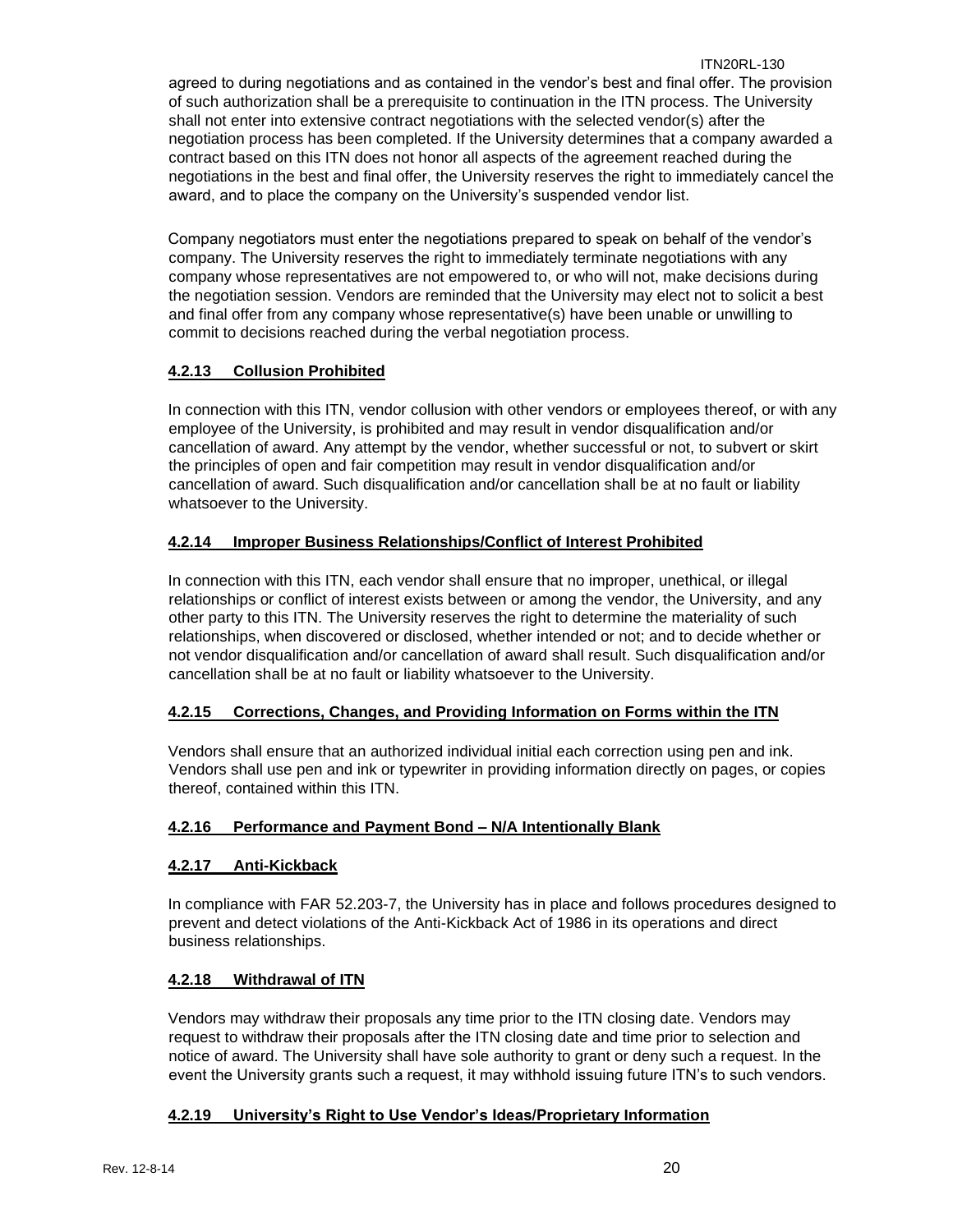agreed to during negotiations and as contained in the vendor's best and final offer. The provision of such authorization shall be a prerequisite to continuation in the ITN process. The University shall not enter into extensive contract negotiations with the selected vendor(s) after the negotiation process has been completed. If the University determines that a company awarded a contract based on this ITN does not honor all aspects of the agreement reached during the negotiations in the best and final offer, the University reserves the right to immediately cancel the award, and to place the company on the University's suspended vendor list.

Company negotiators must enter the negotiations prepared to speak on behalf of the vendor's company. The University reserves the right to immediately terminate negotiations with any company whose representatives are not empowered to, or who will not, make decisions during the negotiation session. Vendors are reminded that the University may elect not to solicit a best and final offer from any company whose representative(s) have been unable or unwilling to commit to decisions reached during the verbal negotiation process.

#### 4.2.13 Collusion Prohibited

In connection with this ITN, vendor collusion with other vendors or employees thereof, or with any employee of the University, is prohibited and may result in vendor disqualification and/or cancellation of award. Any attempt by the vendor, whether successful or not, to subvert or skirt the principles of open and fair competition may result in vendor disqualification and/or cancellation of award. Such disqualification and/or cancellation shall be at no fault or liability whatsoever to the University.

#### 4.2.14 Improper Business Relationships/Conflict of Interest Prohibited

In connection with this ITN, each vendor shall ensure that no improper, unethical, or illegal relationships or conflict of interest exists between or among the vendor, the University, and any other party to this ITN. The University reserves the right to determine the materiality of such relationships, when discovered or disclosed, whether intended or not; and to decide whether or not vendor disqualification and/or cancellation of award shall result. Such disqualification and/or cancellation shall be at no fault or liability whatsoever to the University.

#### 4.2.15 Corrections, Changes, and Providing Information on Forms within the ITN

Vendors shall ensure that an authorized individual initial each correction using pen and ink. Vendors shall use pen and ink or typewriter in providing information directly on pages, or copies thereof, contained within this ITN.

#### 4.2.16 Performance and Payment Bond – N/A Intentionally Blank

#### 4.2.17 Anti-Kickback

In compliance with FAR 52.203-7, the University has in place and follows procedures designed to prevent and detect violations of the Anti-Kickback Act of 1986 in its operations and direct business relationships.

#### 4.2.18 Withdrawal of ITN

Vendors may withdraw their proposals any time prior to the ITN closing date. Vendors may request to withdraw their proposals after the ITN closing date and time prior to selection and notice of award. The University shall have sole authority to grant or deny such a request. In the event the University grants such a request, it may withhold issuing future ITN's to such vendors.

#### 4.2.19 University's Right to Use Vendor's Ideas/Proprietary Information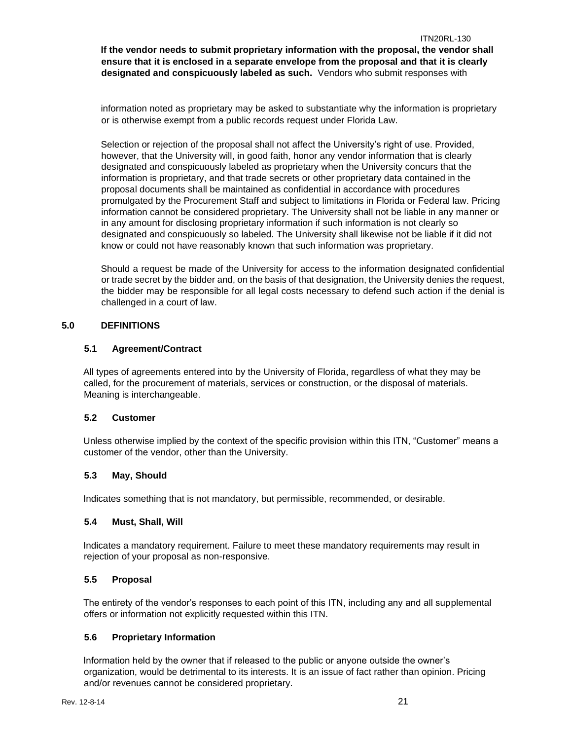**If the vendor needs to submit proprietary information with the proposal, the vendor shall ensure that it is enclosed in a separate envelope from the proposal and that it is clearly designated and conspicuously labeled as such.** Vendors who submit responses with

information noted as proprietary may be asked to substantiate why the information is proprietary or is otherwise exempt from a public records request under Florida Law.

Selection or rejection of the proposal shall not affect the University's right of use. Provided, however, that the University will, in good faith, honor any vendor information that is clearly designated and conspicuously labeled as proprietary when the University concurs that the information is proprietary, and that trade secrets or other proprietary data contained in the proposal documents shall be maintained as confidential in accordance with procedures promulgated by the Procurement Staff and subject to limitations in Florida or Federal law. Pricing information cannot be considered proprietary. The University shall not be liable in any manner or in any amount for disclosing proprietary information if such information is not clearly so designated and conspicuously so labeled. The University shall likewise not be liable if it did not know or could not have reasonably known that such information was proprietary.

Should a request be made of the University for access to the information designated confidential or trade secret by the bidder and, on the basis of that designation, the University denies the request, the bidder may be responsible for all legal costs necessary to defend such action if the denial is challenged in a court of law.

## 5.0 DEFINITIONS

### 5.1 Agreement/Contract

All types of agreements entered into by the University of Florida, regardless of what they may be called, for the procurement of materials, services or construction, or the disposal of materials. Meaning is interchangeable.

### 5.2 Customer

Unless otherwise implied by the context of the specific provision within this ITN, "Customer" means a customer of the vendor, other than the University.

### 5.3 May, Should

Indicates something that is not mandatory, but permissible, recommended, or desirable.

### 5.4 Must, Shall, Will

Indicates a mandatory requirement. Failure to meet these mandatory requirements may result in rejection of your proposal as non-responsive.

### 5.5 Proposal

The entirety of the vendor's responses to each point of this ITN, including any and all supplemental offers or information not explicitly requested within this ITN.

### 5.6 Proprietary Information

Information held by the owner that if released to the public or anyone outside the owner's organization, would be detrimental to its interests. It is an issue of fact rather than opinion. Pricing and/or revenues cannot be considered proprietary.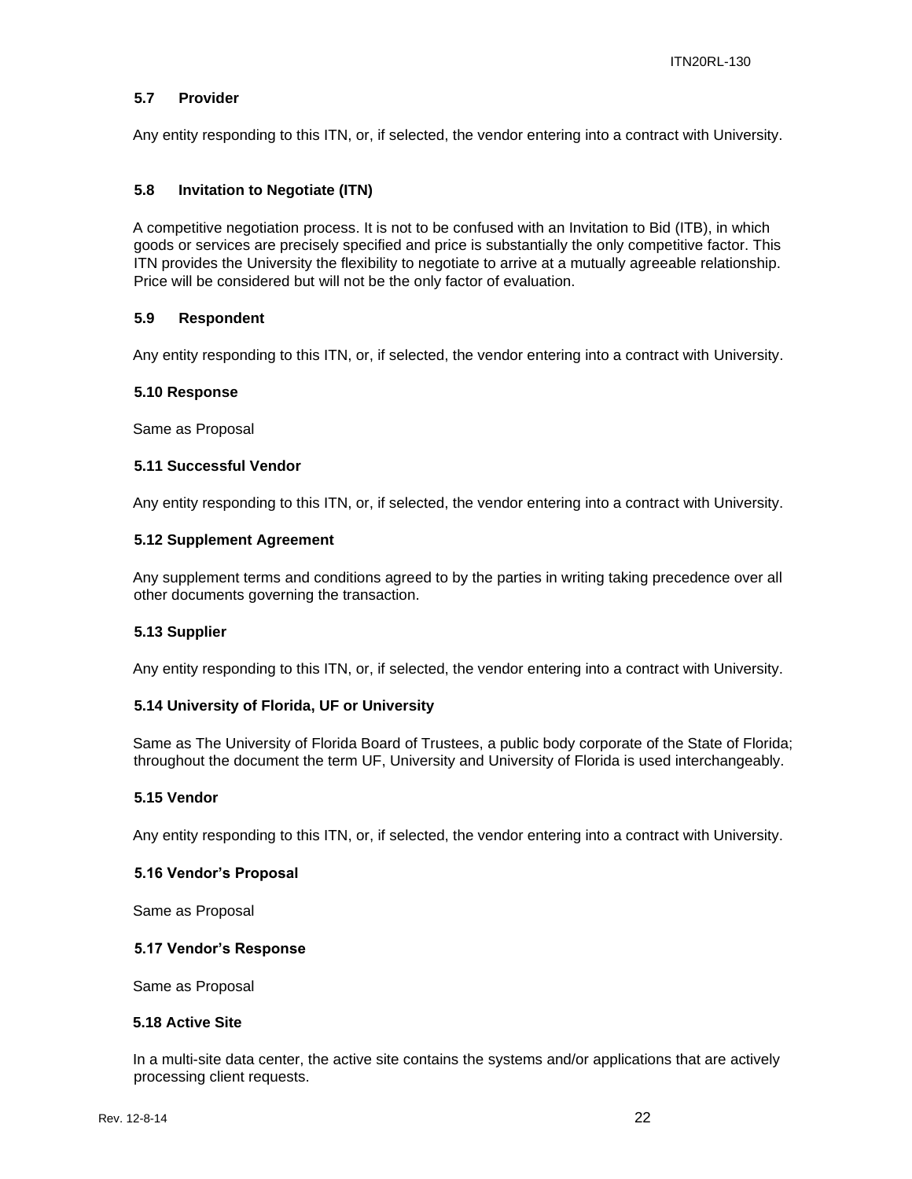### 5.7 Provider

Any entity responding to this ITN, or, if selected, the vendor entering into a contract with University.

### 5.8 Invitation to Negotiate (ITN)

A competitive negotiation process. It is not to be confused with an Invitation to Bid (ITB), in which goods or services are precisely specified and price is substantially the only competitive factor. This ITN provides the University the flexibility to negotiate to arrive at a mutually agreeable relationship. Price will be considered but will not be the only factor of evaluation.

### 5.9 Respondent

Any entity responding to this ITN, or, if selected, the vendor entering into a contract with University.

### 5.10 Response

Same as Proposal

### 5.11 Successful Vendor

Any entity responding to this ITN, or, if selected, the vendor entering into a contract with University.

### 5.12 Supplement Agreement

Any supplement terms and conditions agreed to by the parties in writing taking precedence over all other documents governing the transaction.

### 5.13 Supplier

Any entity responding to this ITN, or, if selected, the vendor entering into a contract with University.

### 5.14 University of Florida, UF or University

Same as The University of Florida Board of Trustees, a public body corporate of the State of Florida; throughout the document the term UF, University and University of Florida is used interchangeably.

### 5.15 Vendor

Any entity responding to this ITN, or, if selected, the vendor entering into a contract with University.

### 5.16 Vendor's Proposal

Same as Proposal

### 5.17 Vendor's Response

Same as Proposal

### 5.18 Active Site

In a multi-site data center, the active site contains the systems and/or applications that are actively processing client requests.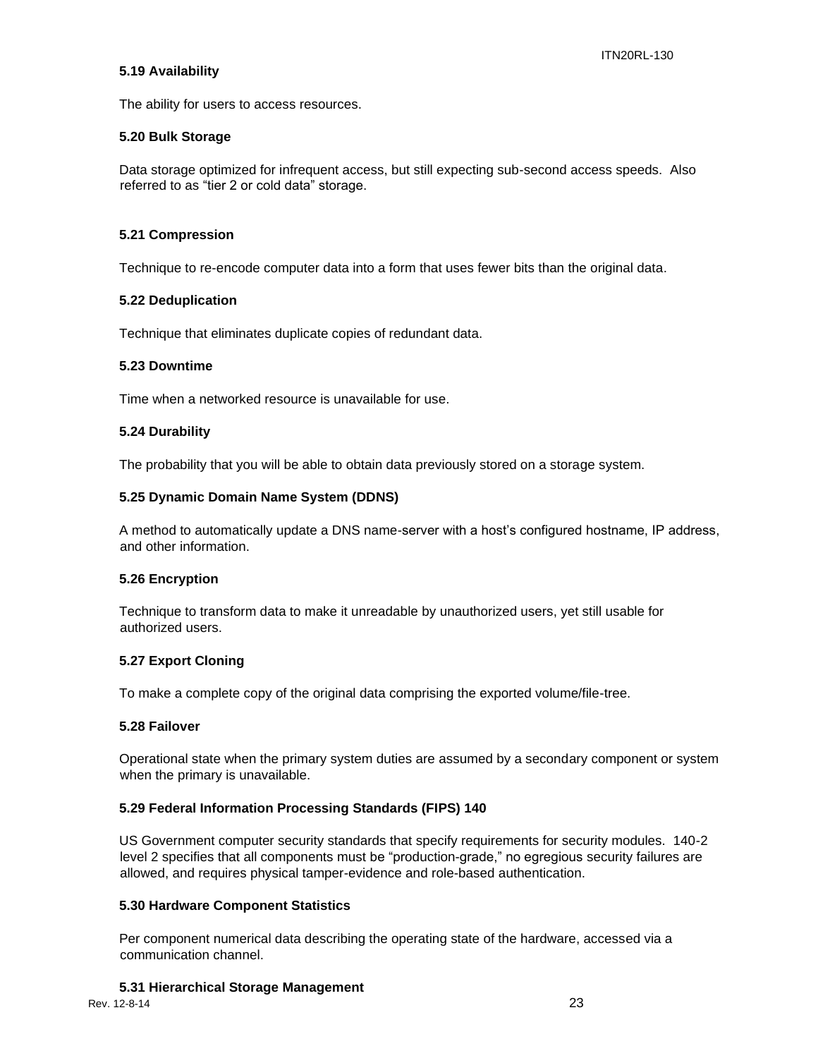### 5.19 Availability

The ability for users to access resources.

### 5.20 Bulk Storage

Data storage optimized for infrequent access, but still expecting sub-second access speeds. Also referred to as “tier 2 or cold data” storage.

### 5.21 Compression

Technique to re-encode computer data into a form that uses fewer bits than the original data.

### 5.22 Deduplication

Technique that eliminates duplicate copies of redundant data.

### 5.23 Downtime

Time when a networked resource is unavailable for use.

### 5.24 Durability

The probability that you will be able to obtain data previously stored on a storage system.

### 5.25 Dynamic Domain Name System (DDNS)

A method to automatically update a DNS name-server with a host’s configured hostname, IP address, and other information.

### 5.26 Encryption

Technique to transform data to make it unreadable by unauthorized users, yet still usable for authorized users.

### 5.27 Export Cloning

To make a complete copy of the original data comprising the exported volume/file-tree.

### 5.28 Failover

Operational state when the primary system duties are assumed by a secondary component or system when the primary is unavailable.

### 5.29 Federal Information Processing Standards (FIPS) 140

US Government computer security standards that specify requirements for security modules. 140-2 level 2 specifies that all components must be “production-grade,” no egregious security failures are allowed, and requires physical tamper-evidence and role-based authentication.

### 5.30 Hardware Component Statistics

Per component numerical data describing the operating state of the hardware, accessed via a communication channel.

### 5.31 Hierarchical Storage Management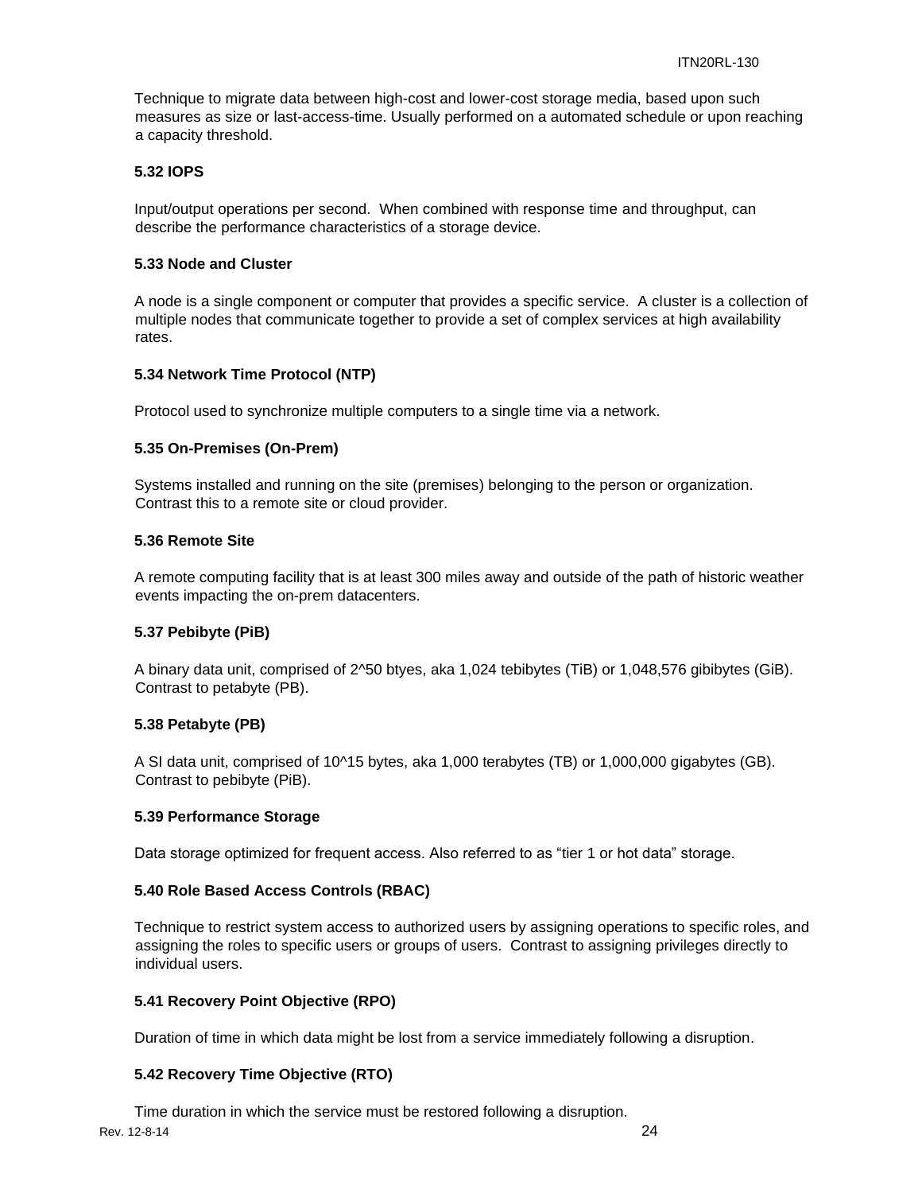Technique to migrate data between high-cost and lower-cost storage media, based upon such measures as size or last-access-time. Usually performed on a automated schedule or upon reaching a capacity threshold.

### 5.32 IOPS

Input/output operations per second. When combined with response time and throughput, can describe the performance characteristics of a storage device.

### 5.33 Node and Cluster

A node is a single component or computer that provides a specific service. A cluster is a collection of multiple nodes that communicate together to provide a set of complex services at high availability rates.

### 5.34 Network Time Protocol (NTP)

Protocol used to synchronize multiple computers to a single time via a network.

### 5.35 On-Premises (On-Prem)

Systems installed and running on the site (premises) belonging to the person or organization. Contrast this to a remote site or cloud provider.

### 5.36 Remote Site

A remote computing facility that is at least 300 miles away and outside of the path of historic weather events impacting the on-prem datacenters.

### 5.37 Pebibyte (PiB)

A binary data unit, comprised of 2^50 btyes, aka 1,024 tebibytes (TiB) or 1,048,576 gibibytes (GiB). Contrast to petabyte (PB).

### 5.38 Petabyte (PB)

A SI data unit, comprised of 10^15 bytes, aka 1,000 terabytes (TB) or 1,000,000 gigabytes (GB). Contrast to pebibyte (PiB).

### 5.39 Performance Storage

Data storage optimized for frequent access. Also referred to as “tier 1 or hot data” storage.

### 5.40 Role Based Access Controls (RBAC)

Technique to restrict system access to authorized users by assigning operations to specific roles, and assigning the roles to specific users or groups of users. Contrast to assigning privileges directly to individual users.

### 5.41 Recovery Point Objective (RPO)

Duration of time in which data might be lost from a service immediately following a disruption.

### 5.42 Recovery Time Objective (RTO)

Time duration in which the service must be restored following a disruption.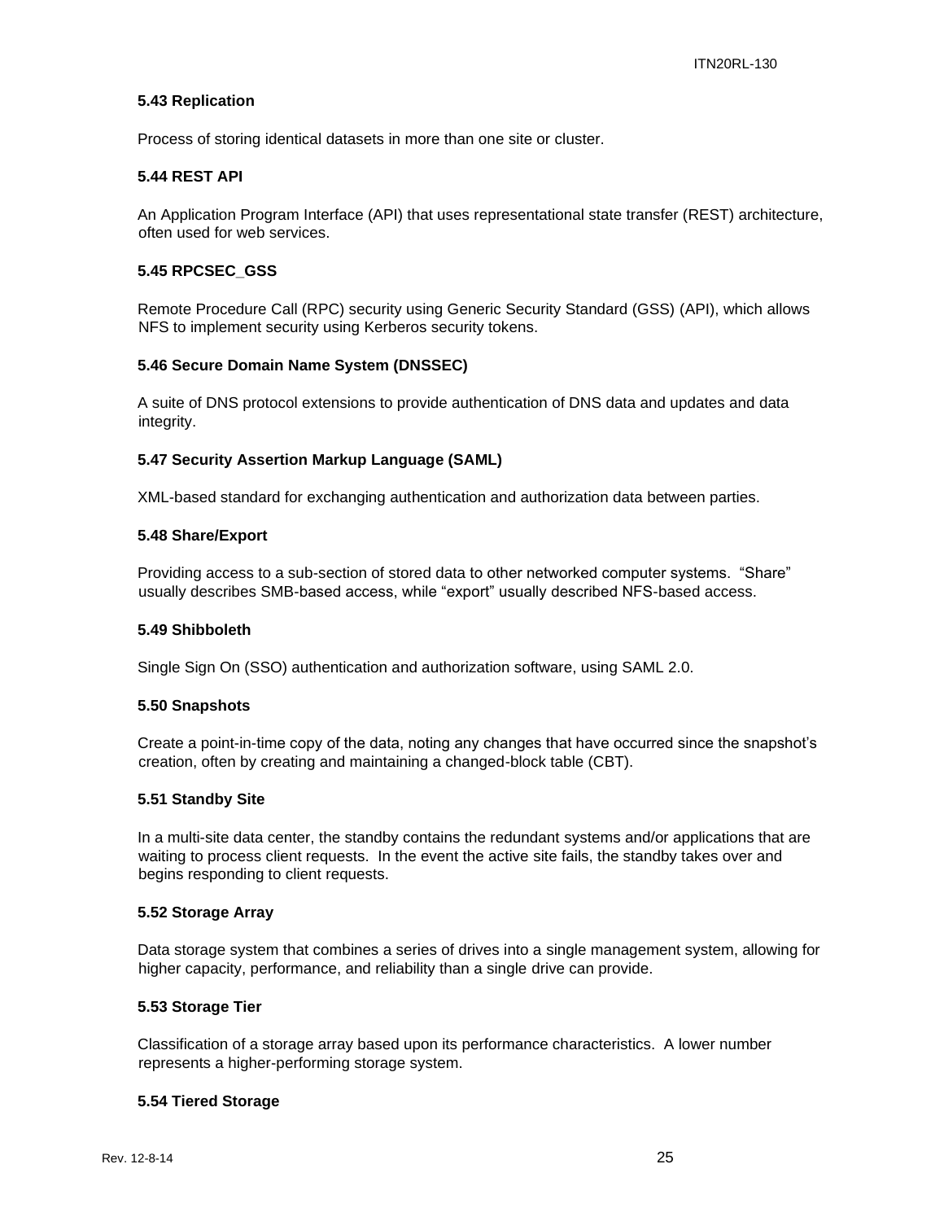### 5.43 Replication

Process of storing identical datasets in more than one site or cluster.

### 5.44 REST API

An Application Program Interface (API) that uses representational state transfer (REST) architecture, often used for web services.

### 5.45 RPCSEC_GSS

Remote Procedure Call (RPC) security using Generic Security Standard (GSS) (API), which allows NFS to implement security using Kerberos security tokens.

### 5.46 Secure Domain Name System (DNSSEC)

A suite of DNS protocol extensions to provide authentication of DNS data and updates and data integrity.

### 5.47 Security Assertion Markup Language (SAML)

XML-based standard for exchanging authentication and authorization data between parties.

### 5.48 Share/Export

Providing access to a sub-section of stored data to other networked computer systems. "Share" usually describes SMB-based access, while "export" usually described NFS-based access.

### 5.49 Shibboleth

Single Sign On (SSO) authentication and authorization software, using SAML 2.0.

### 5.50 Snapshots

Create a point-in-time copy of the data, noting any changes that have occurred since the snapshot's creation, often by creating and maintaining a changed-block table (CBT).

### 5.51 Standby Site

In a multi-site data center, the standby contains the redundant systems and/or applications that are waiting to process client requests. In the event the active site fails, the standby takes over and begins responding to client requests.

### 5.52 Storage Array

Data storage system that combines a series of drives into a single management system, allowing for higher capacity, performance, and reliability than a single drive can provide.

### 5.53 Storage Tier

Classification of a storage array based upon its performance characteristics. A lower number represents a higher-performing storage system.

### 5.54 Tiered Storage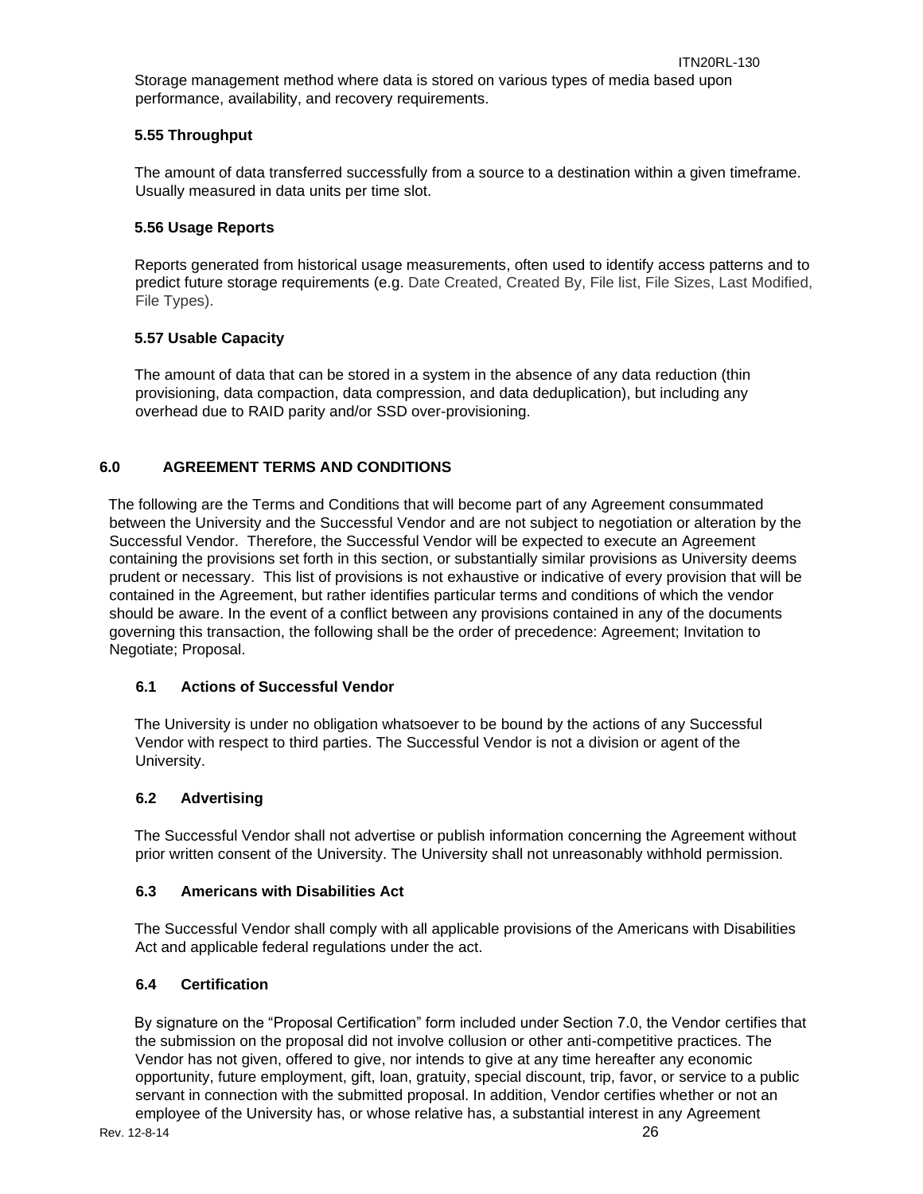Storage management method where data is stored on various types of media based upon performance, availability, and recovery requirements.

### 5.55 Throughput

The amount of data transferred successfully from a source to a destination within a given timeframe. Usually measured in data units per time slot.

### 5.56 Usage Reports

Reports generated from historical usage measurements, often used to identify access patterns and to predict future storage requirements (e.g. Date Created, Created By, File list, File Sizes, Last Modified, File Types).

### 5.57 Usable Capacity

The amount of data that can be stored in a system in the absence of any data reduction (thin provisioning, data compaction, data compression, and data deduplication), but including any overhead due to RAID parity and/or SSD over-provisioning.

## 6.0 AGREEMENT TERMS AND CONDITIONS

The following are the Terms and Conditions that will become part of any Agreement consummated between the University and the Successful Vendor and are not subject to negotiation or alteration by the Successful Vendor. Therefore, the Successful Vendor will be expected to execute an Agreement containing the provisions set forth in this section, or substantially similar provisions as University deems prudent or necessary. This list of provisions is not exhaustive or indicative of every provision that will be contained in the Agreement, but rather identifies particular terms and conditions of which the vendor should be aware. In the event of a conflict between any provisions contained in any of the documents governing this transaction, the following shall be the order of precedence: Agreement; Invitation to Negotiate; Proposal.

### 6.1 Actions of Successful Vendor

The University is under no obligation whatsoever to be bound by the actions of any Successful Vendor with respect to third parties. The Successful Vendor is not a division or agent of the University.

### 6.2 Advertising

The Successful Vendor shall not advertise or publish information concerning the Agreement without prior written consent of the University. The University shall not unreasonably withhold permission.

### 6.3 Americans with Disabilities Act

The Successful Vendor shall comply with all applicable provisions of the Americans with Disabilities Act and applicable federal regulations under the act.

### 6.4 Certification

By signature on the "Proposal Certification" form included under Section 7.0, the Vendor certifies that the submission on the proposal did not involve collusion or other anti-competitive practices. The Vendor has not given, offered to give, nor intends to give at any time hereafter any economic opportunity, future employment, gift, loan, gratuity, special discount, trip, favor, or service to a public servant in connection with the submitted proposal. In addition, Vendor certifies whether or not an employee of the University has, or whose relative has, a substantial interest in any Agreement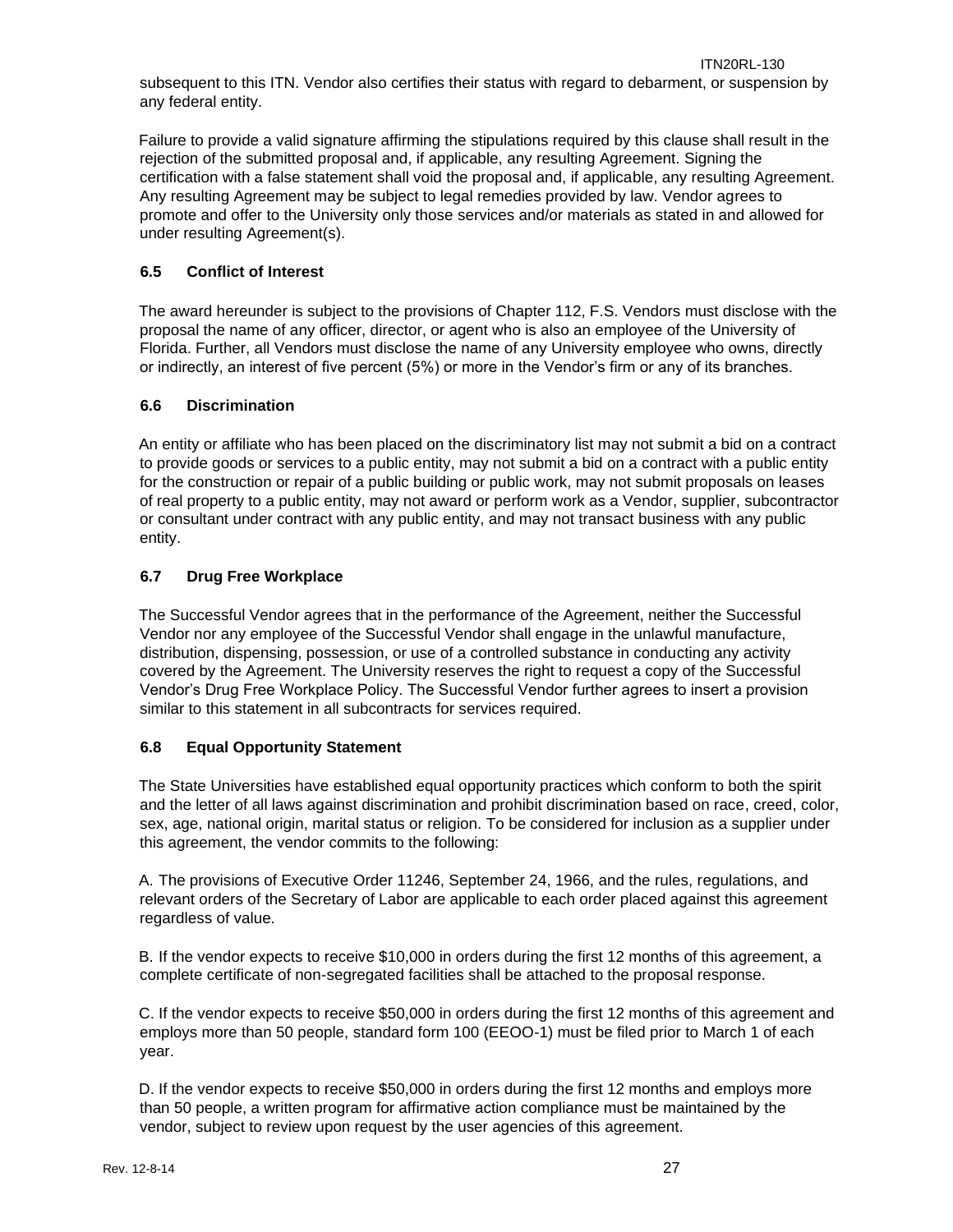subsequent to this ITN. Vendor also certifies their status with regard to debarment, or suspension by any federal entity.

Failure to provide a valid signature affirming the stipulations required by this clause shall result in the rejection of the submitted proposal and, if applicable, any resulting Agreement. Signing the certification with a false statement shall void the proposal and, if applicable, any resulting Agreement. Any resulting Agreement may be subject to legal remedies provided by law. Vendor agrees to promote and offer to the University only those services and/or materials as stated in and allowed for under resulting Agreement(s).

### 6.5 Conflict of Interest

The award hereunder is subject to the provisions of Chapter 112, F.S. Vendors must disclose with the proposal the name of any officer, director, or agent who is also an employee of the University of Florida. Further, all Vendors must disclose the name of any University employee who owns, directly or indirectly, an interest of five percent (5%) or more in the Vendor's firm or any of its branches.

### 6.6 Discrimination

An entity or affiliate who has been placed on the discriminatory list may not submit a bid on a contract to provide goods or services to a public entity, may not submit a bid on a contract with a public entity for the construction or repair of a public building or public work, may not submit proposals on leases of real property to a public entity, may not award or perform work as a Vendor, supplier, subcontractor or consultant under contract with any public entity, and may not transact business with any public entity.

### 6.7 Drug Free Workplace

The Successful Vendor agrees that in the performance of the Agreement, neither the Successful Vendor nor any employee of the Successful Vendor shall engage in the unlawful manufacture, distribution, dispensing, possession, or use of a controlled substance in conducting any activity covered by the Agreement. The University reserves the right to request a copy of the Successful Vendor's Drug Free Workplace Policy. The Successful Vendor further agrees to insert a provision similar to this statement in all subcontracts for services required.

### 6.8 Equal Opportunity Statement

The State Universities have established equal opportunity practices which conform to both the spirit and the letter of all laws against discrimination and prohibit discrimination based on race, creed, color, sex, age, national origin, marital status or religion. To be considered for inclusion as a supplier under this agreement, the vendor commits to the following:

A. The provisions of Executive Order 11246, September 24, 1966, and the rules, regulations, and relevant orders of the Secretary of Labor are applicable to each order placed against this agreement regardless of value.

B. If the vendor expects to receive $10,000 in orders during the first 12 months of this agreement, a complete certificate of non-segregated facilities shall be attached to the proposal response.

C. If the vendor expects to receive $50,000 in orders during the first 12 months of this agreement and employs more than 50 people, standard form 100 (EEOO-1) must be filed prior to March 1 of each year.

D. If the vendor expects to receive $50,000 in orders during the first 12 months and employs more than 50 people, a written program for affirmative action compliance must be maintained by the vendor, subject to review upon request by the user agencies of this agreement.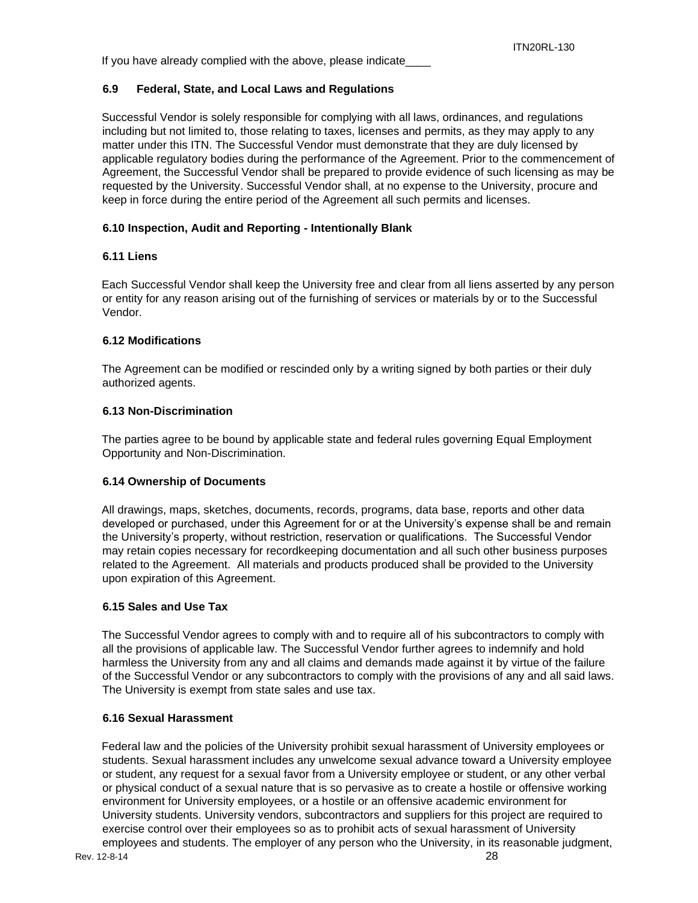If you have already complied with the above, please indicate____

### 6.9 Federal, State, and Local Laws and Regulations

Successful Vendor is solely responsible for complying with all laws, ordinances, and regulations including but not limited to, those relating to taxes, licenses and permits, as they may apply to any matter under this ITN. The Successful Vendor must demonstrate that they are duly licensed by applicable regulatory bodies during the performance of the Agreement. Prior to the commencement of Agreement, the Successful Vendor shall be prepared to provide evidence of such licensing as may be requested by the University. Successful Vendor shall, at no expense to the University, procure and keep in force during the entire period of the Agreement all such permits and licenses.

### 6.10 Inspection, Audit and Reporting - Intentionally Blank

### 6.11 Liens

Each Successful Vendor shall keep the University free and clear from all liens asserted by any person or entity for any reason arising out of the furnishing of services or materials by or to the Successful Vendor.

### 6.12 Modifications

The Agreement can be modified or rescinded only by a writing signed by both parties or their duly authorized agents.

### 6.13 Non-Discrimination

The parties agree to be bound by applicable state and federal rules governing Equal Employment Opportunity and Non-Discrimination.

### 6.14 Ownership of Documents

All drawings, maps, sketches, documents, records, programs, data base, reports and other data developed or purchased, under this Agreement for or at the University's expense shall be and remain the University's property, without restriction, reservation or qualifications. The Successful Vendor may retain copies necessary for recordkeeping documentation and all such other business purposes related to the Agreement. All materials and products produced shall be provided to the University upon expiration of this Agreement.

### 6.15 Sales and Use Tax

The Successful Vendor agrees to comply with and to require all of his subcontractors to comply with all the provisions of applicable law. The Successful Vendor further agrees to indemnify and hold harmless the University from any and all claims and demands made against it by virtue of the failure of the Successful Vendor or any subcontractors to comply with the provisions of any and all said laws. The University is exempt from state sales and use tax.

### 6.16 Sexual Harassment

Federal law and the policies of the University prohibit sexual harassment of University employees or students. Sexual harassment includes any unwelcome sexual advance toward a University employee or student, any request for a sexual favor from a University employee or student, or any other verbal or physical conduct of a sexual nature that is so pervasive as to create a hostile or offensive working environment for University employees, or a hostile or an offensive academic environment for University students. University vendors, subcontractors and suppliers for this project are required to exercise control over their employees so as to prohibit acts of sexual harassment of University employees and students. The employer of any person who the University, in its reasonable judgment,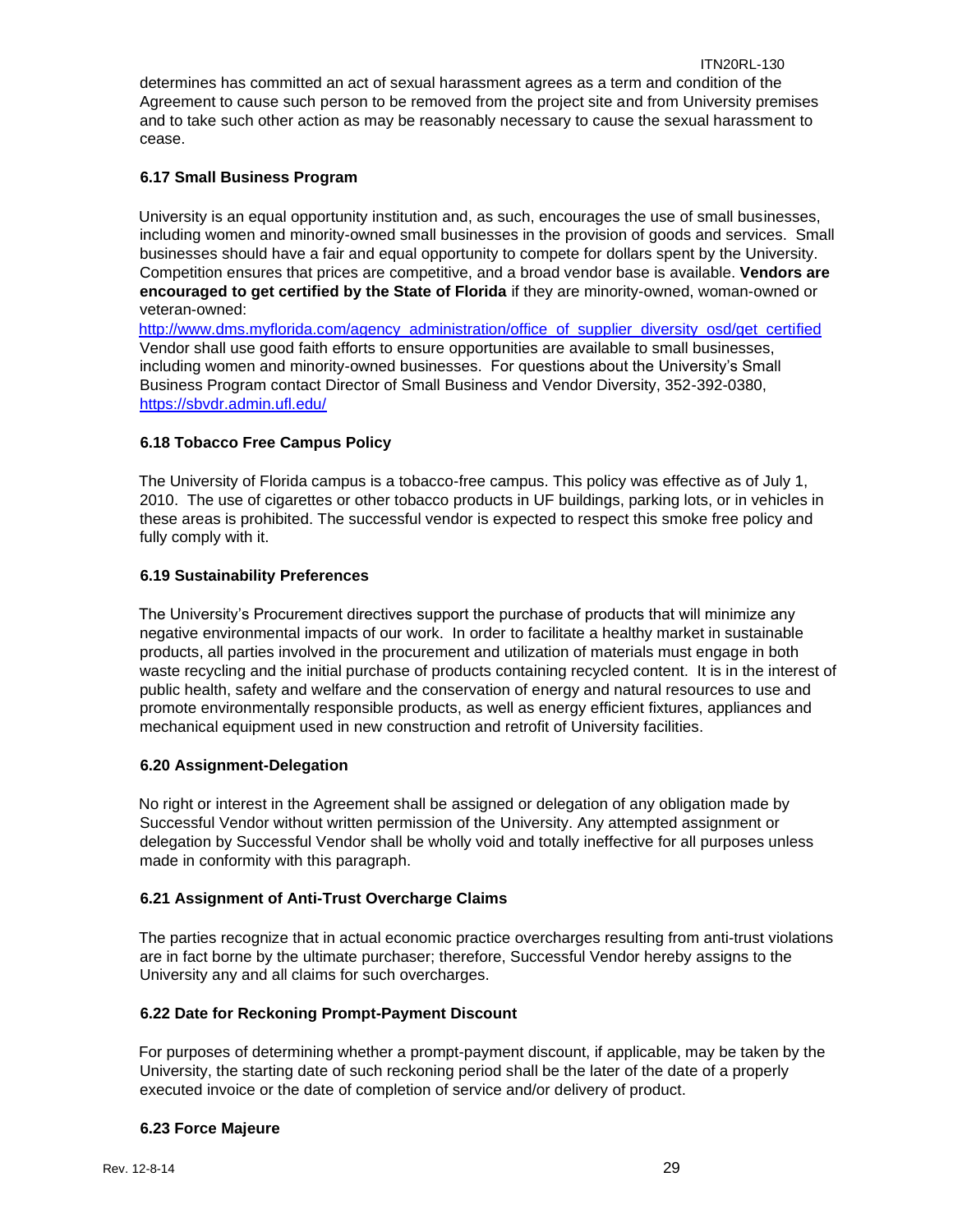determines has committed an act of sexual harassment agrees as a term and condition of the Agreement to cause such person to be removed from the project site and from University premises and to take such other action as may be reasonably necessary to cause the sexual harassment to cease.

### 6.17 Small Business Program

University is an equal opportunity institution and, as such, encourages the use of small businesses, including women and minority-owned small businesses in the provision of goods and services. Small businesses should have a fair and equal opportunity to compete for dollars spent by the University. Competition ensures that prices are competitive, and a broad vendor base is available. **Vendors are encouraged to get certified by the State of Florida** if they are minority-owned, woman-owned or veteran-owned:
[http://www.dms.myflorida.com/agency_administration/office_of_supplier_diversity_osd/get_certified](http://www.dms.myflorida.com/agency_administration/office_of_supplier_diversity_osd/get_certified)
Vendor shall use good faith efforts to ensure opportunities are available to small businesses, including women and minority-owned businesses. For questions about the University's Small Business Program contact Director of Small Business and Vendor Diversity, 352-392-0380, [https://sbvdr.admin.ufl.edu/](https://sbvdr.admin.ufl.edu/)

### 6.18 Tobacco Free Campus Policy

The University of Florida campus is a tobacco-free campus. This policy was effective as of July 1, 2010. The use of cigarettes or other tobacco products in UF buildings, parking lots, or in vehicles in these areas is prohibited. The successful vendor is expected to respect this smoke free policy and fully comply with it.

### 6.19 Sustainability Preferences

The University's Procurement directives support the purchase of products that will minimize any negative environmental impacts of our work. In order to facilitate a healthy market in sustainable products, all parties involved in the procurement and utilization of materials must engage in both waste recycling and the initial purchase of products containing recycled content. It is in the interest of public health, safety and welfare and the conservation of energy and natural resources to use and promote environmentally responsible products, as well as energy efficient fixtures, appliances and mechanical equipment used in new construction and retrofit of University facilities.

### 6.20 Assignment-Delegation

No right or interest in the Agreement shall be assigned or delegation of any obligation made by Successful Vendor without written permission of the University. Any attempted assignment or delegation by Successful Vendor shall be wholly void and totally ineffective for all purposes unless made in conformity with this paragraph.

### 6.21 Assignment of Anti-Trust Overcharge Claims

The parties recognize that in actual economic practice overcharges resulting from anti-trust violations are in fact borne by the ultimate purchaser; therefore, Successful Vendor hereby assigns to the University any and all claims for such overcharges.

### 6.22 Date for Reckoning Prompt-Payment Discount

For purposes of determining whether a prompt-payment discount, if applicable, may be taken by the University, the starting date of such reckoning period shall be the later of the date of a properly executed invoice or the date of completion of service and/or delivery of product.

### 6.23 Force Majeure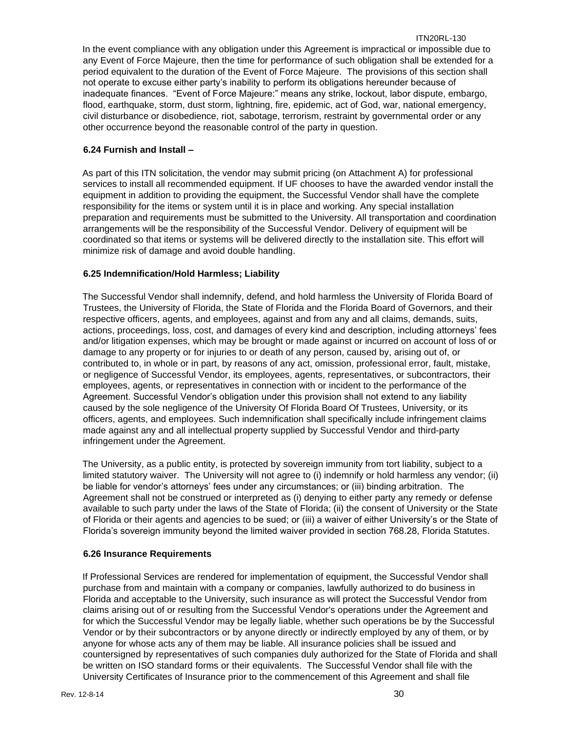In the event compliance with any obligation under this Agreement is impractical or impossible due to any Event of Force Majeure, then the time for performance of such obligation shall be extended for a period equivalent to the duration of the Event of Force Majeure. The provisions of this section shall not operate to excuse either party's inability to perform its obligations hereunder because of inadequate finances. "Event of Force Majeure:" means any strike, lockout, labor dispute, embargo, flood, earthquake, storm, dust storm, lightning, fire, epidemic, act of God, war, national emergency, civil disturbance or disobedience, riot, sabotage, terrorism, restraint by governmental order or any other occurrence beyond the reasonable control of the party in question.

### 6.24 Furnish and Install –

As part of this ITN solicitation, the vendor may submit pricing (on Attachment A) for professional services to install all recommended equipment. If UF chooses to have the awarded vendor install the equipment in addition to providing the equipment, the Successful Vendor shall have the complete responsibility for the items or system until it is in place and working. Any special installation preparation and requirements must be submitted to the University. All transportation and coordination arrangements will be the responsibility of the Successful Vendor. Delivery of equipment will be coordinated so that items or systems will be delivered directly to the installation site. This effort will minimize risk of damage and avoid double handling.

### 6.25 Indemnification/Hold Harmless; Liability

The Successful Vendor shall indemnify, defend, and hold harmless the University of Florida Board of Trustees, the University of Florida, the State of Florida and the Florida Board of Governors, and their respective officers, agents, and employees, against and from any and all claims, demands, suits, actions, proceedings, loss, cost, and damages of every kind and description, including attorneys' fees and/or litigation expenses, which may be brought or made against or incurred on account of loss of or damage to any property or for injuries to or death of any person, caused by, arising out of, or contributed to, in whole or in part, by reasons of any act, omission, professional error, fault, mistake, or negligence of Successful Vendor, its employees, agents, representatives, or subcontractors, their employees, agents, or representatives in connection with or incident to the performance of the Agreement. Successful Vendor's obligation under this provision shall not extend to any liability caused by the sole negligence of the University Of Florida Board Of Trustees, University, or its officers, agents, and employees. Such indemnification shall specifically include infringement claims made against any and all intellectual property supplied by Successful Vendor and third-party infringement under the Agreement.

The University, as a public entity, is protected by sovereign immunity from tort liability, subject to a limited statutory waiver. The University will not agree to (i) indemnify or hold harmless any vendor; (ii) be liable for vendor's attorneys' fees under any circumstances; or (iii) binding arbitration. The Agreement shall not be construed or interpreted as (i) denying to either party any remedy or defense available to such party under the laws of the State of Florida; (ii) the consent of University or the State of Florida or their agents and agencies to be sued; or (iii) a waiver of either University's or the State of Florida's sovereign immunity beyond the limited waiver provided in section 768.28, Florida Statutes.

### 6.26 Insurance Requirements

If Professional Services are rendered for implementation of equipment, the Successful Vendor shall purchase from and maintain with a company or companies, lawfully authorized to do business in Florida and acceptable to the University, such insurance as will protect the Successful Vendor from claims arising out of or resulting from the Successful Vendor's operations under the Agreement and for which the Successful Vendor may be legally liable, whether such operations be by the Successful Vendor or by their subcontractors or by anyone directly or indirectly employed by any of them, or by anyone for whose acts any of them may be liable. All insurance policies shall be issued and countersigned by representatives of such companies duly authorized for the State of Florida and shall be written on ISO standard forms or their equivalents. The Successful Vendor shall file with the University Certificates of Insurance prior to the commencement of this Agreement and shall file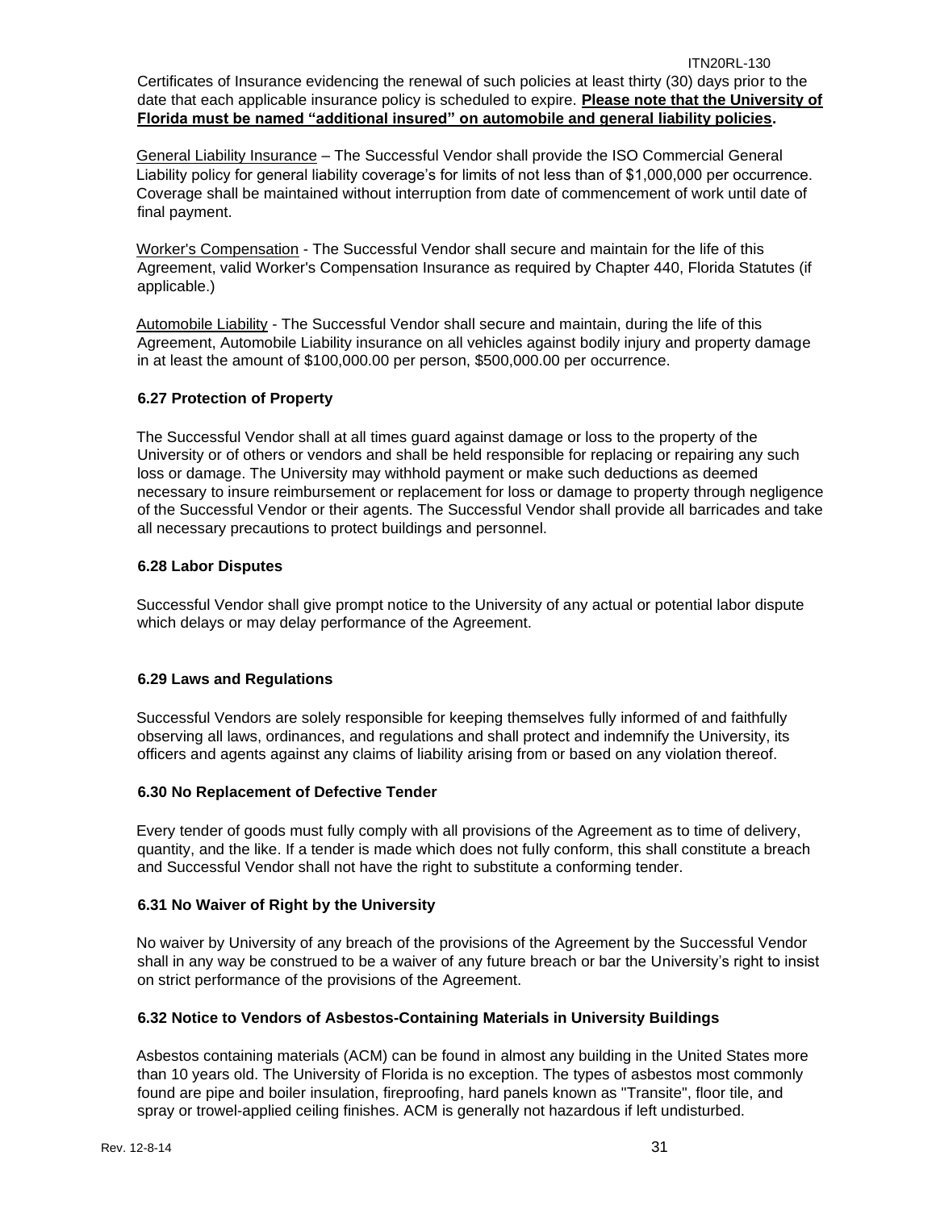Certificates of Insurance evidencing the renewal of such policies at least thirty (30) days prior to the date that each applicable insurance policy is scheduled to expire. **Please note that the University of Florida must be named "additional insured" on automobile and general liability policies.**

General Liability Insurance – The Successful Vendor shall provide the ISO Commercial General Liability policy for general liability coverage's for limits of not less than of $1,000,000 per occurrence. Coverage shall be maintained without interruption from date of commencement of work until date of final payment.

Worker's Compensation - The Successful Vendor shall secure and maintain for the life of this Agreement, valid Worker's Compensation Insurance as required by Chapter 440, Florida Statutes (if applicable.)

Automobile Liability - The Successful Vendor shall secure and maintain, during the life of this Agreement, Automobile Liability insurance on all vehicles against bodily injury and property damage in at least the amount of $100,000.00 per person, $500,000.00 per occurrence.

### 6.27 Protection of Property

The Successful Vendor shall at all times guard against damage or loss to the property of the University or of others or vendors and shall be held responsible for replacing or repairing any such loss or damage. The University may withhold payment or make such deductions as deemed necessary to insure reimbursement or replacement for loss or damage to property through negligence of the Successful Vendor or their agents. The Successful Vendor shall provide all barricades and take all necessary precautions to protect buildings and personnel.

### 6.28 Labor Disputes

Successful Vendor shall give prompt notice to the University of any actual or potential labor dispute which delays or may delay performance of the Agreement.

### 6.29 Laws and Regulations

Successful Vendors are solely responsible for keeping themselves fully informed of and faithfully observing all laws, ordinances, and regulations and shall protect and indemnify the University, its officers and agents against any claims of liability arising from or based on any violation thereof.

### 6.30 No Replacement of Defective Tender

Every tender of goods must fully comply with all provisions of the Agreement as to time of delivery, quantity, and the like. If a tender is made which does not fully conform, this shall constitute a breach and Successful Vendor shall not have the right to substitute a conforming tender.

### 6.31 No Waiver of Right by the University

No waiver by University of any breach of the provisions of the Agreement by the Successful Vendor shall in any way be construed to be a waiver of any future breach or bar the University's right to insist on strict performance of the provisions of the Agreement.

### 6.32 Notice to Vendors of Asbestos-Containing Materials in University Buildings

Asbestos containing materials (ACM) can be found in almost any building in the United States more than 10 years old. The University of Florida is no exception. The types of asbestos most commonly found are pipe and boiler insulation, fireproofing, hard panels known as "Transite", floor tile, and spray or trowel-applied ceiling finishes. ACM is generally not hazardous if left undisturbed.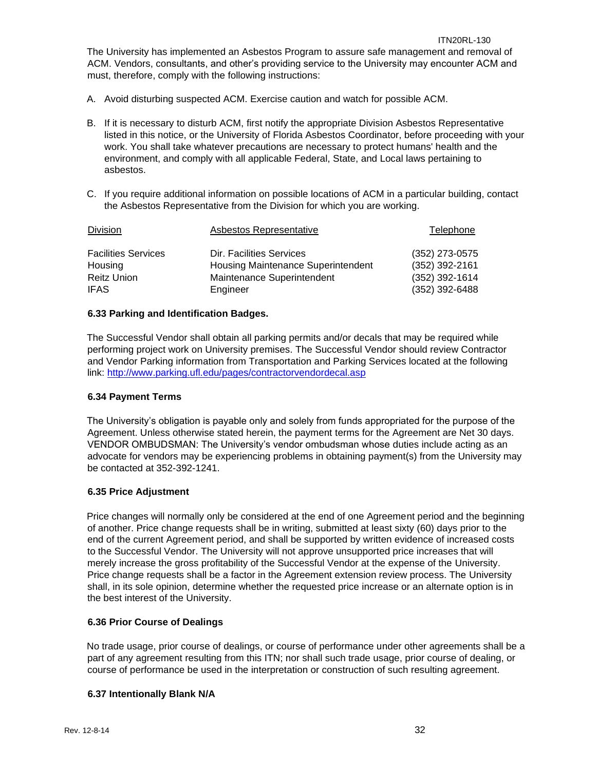The University has implemented an Asbestos Program to assure safe management and removal of ACM. Vendors, consultants, and other's providing service to the University may encounter ACM and must, therefore, comply with the following instructions:

A. Avoid disturbing suspected ACM. Exercise caution and watch for possible ACM.

B. If it is necessary to disturb ACM, first notify the appropriate Division Asbestos Representative listed in this notice, or the University of Florida Asbestos Coordinator, before proceeding with your work. You shall take whatever precautions are necessary to protect humans' health and the environment, and comply with all applicable Federal, State, and Local laws pertaining to asbestos.

C. If you require additional information on possible locations of ACM in a particular building, contact the Asbestos Representative from the Division for which you are working.

| Division | Asbestos Representative | Telephone |
|---|---|---|
| Facilities Services | Dir. Facilities Services | (352) 273-0575 |
| Housing | Housing Maintenance Superintendent | (352) 392-2161 |
| Reitz Union | Maintenance Superintendent | (352) 392-1614 |
| IFAS | Engineer | (352) 392-6488 |

### 6.33 Parking and Identification Badges.

The Successful Vendor shall obtain all parking permits and/or decals that may be required while performing project work on University premises. The Successful Vendor should review Contractor and Vendor Parking information from Transportation and Parking Services located at the following link: http://www.parking.ufl.edu/pages/contractorvendordecal.asp

### 6.34 Payment Terms

The University's obligation is payable only and solely from funds appropriated for the purpose of the Agreement. Unless otherwise stated herein, the payment terms for the Agreement are Net 30 days. VENDOR OMBUDSMAN: The University's vendor ombudsman whose duties include acting as an advocate for vendors may be experiencing problems in obtaining payment(s) from the University may be contacted at 352-392-1241.

### 6.35 Price Adjustment

Price changes will normally only be considered at the end of one Agreement period and the beginning of another. Price change requests shall be in writing, submitted at least sixty (60) days prior to the end of the current Agreement period, and shall be supported by written evidence of increased costs to the Successful Vendor. The University will not approve unsupported price increases that will merely increase the gross profitability of the Successful Vendor at the expense of the University. Price change requests shall be a factor in the Agreement extension review process. The University shall, in its sole opinion, determine whether the requested price increase or an alternate option is in the best interest of the University.

### 6.36 Prior Course of Dealings

No trade usage, prior course of dealings, or course of performance under other agreements shall be a part of any agreement resulting from this ITN; nor shall such trade usage, prior course of dealing, or course of performance be used in the interpretation or construction of such resulting agreement.

### 6.37 Intentionally Blank N/A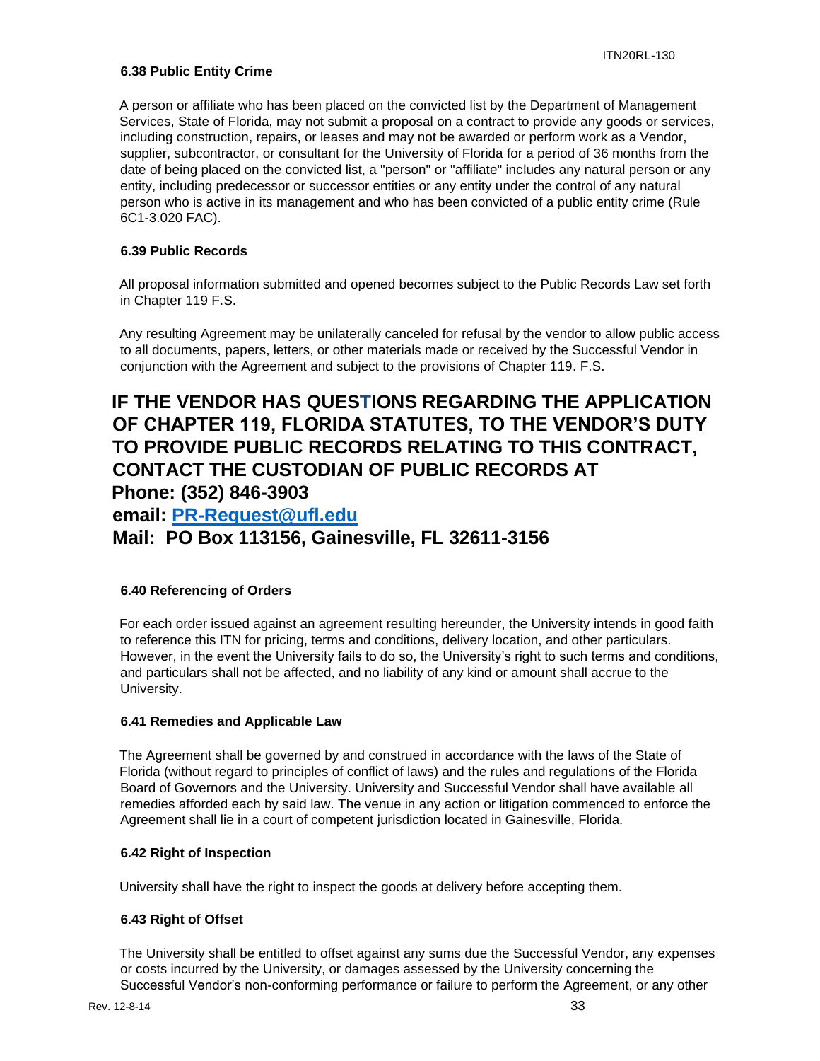### 6.38 Public Entity Crime

A person or affiliate who has been placed on the convicted list by the Department of Management Services, State of Florida, may not submit a proposal on a contract to provide any goods or services, including construction, repairs, or leases and may not be awarded or perform work as a Vendor, supplier, subcontractor, or consultant for the University of Florida for a period of 36 months from the date of being placed on the convicted list, a "person" or "affiliate" includes any natural person or any entity, including predecessor or successor entities or any entity under the control of any natural person who is active in its management and who has been convicted of a public entity crime (Rule 6C1-3.020 FAC).

### 6.39 Public Records

All proposal information submitted and opened becomes subject to the Public Records Law set forth in Chapter 119 F.S.

Any resulting Agreement may be unilaterally canceled for refusal by the vendor to allow public access to all documents, papers, letters, or other materials made or received by the Successful Vendor in conjunction with the Agreement and subject to the provisions of Chapter 119. F.S.

**IF THE VENDOR HAS QUESTIONS REGARDING THE APPLICATION OF CHAPTER 119, FLORIDA STATUTES, TO THE VENDOR'S DUTY TO PROVIDE PUBLIC RECORDS RELATING TO THIS CONTRACT, CONTACT THE CUSTODIAN OF PUBLIC RECORDS AT**
**Phone: (352) 846-3903**
**email: PR-Request@ufl.edu**
**Mail: PO Box 113156, Gainesville, FL 32611-3156**

### 6.40 Referencing of Orders

For each order issued against an agreement resulting hereunder, the University intends in good faith to reference this ITN for pricing, terms and conditions, delivery location, and other particulars. However, in the event the University fails to do so, the University's right to such terms and conditions, and particulars shall not be affected, and no liability of any kind or amount shall accrue to the University.

### 6.41 Remedies and Applicable Law

The Agreement shall be governed by and construed in accordance with the laws of the State of Florida (without regard to principles of conflict of laws) and the rules and regulations of the Florida Board of Governors and the University. University and Successful Vendor shall have available all remedies afforded each by said law. The venue in any action or litigation commenced to enforce the Agreement shall lie in a court of competent jurisdiction located in Gainesville, Florida.

### 6.42 Right of Inspection

University shall have the right to inspect the goods at delivery before accepting them.

### 6.43 Right of Offset

The University shall be entitled to offset against any sums due the Successful Vendor, any expenses or costs incurred by the University, or damages assessed by the University concerning the Successful Vendor's non-conforming performance or failure to perform the Agreement, or any other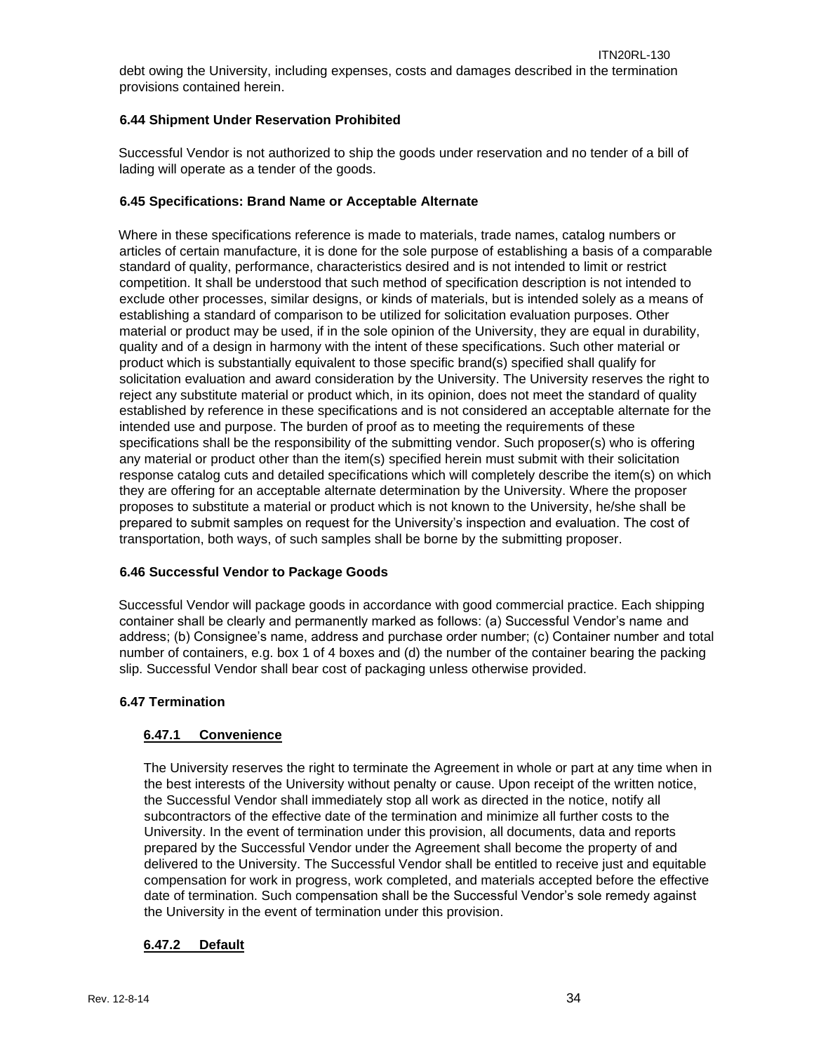debt owing the University, including expenses, costs and damages described in the termination provisions contained herein.

### 6.44 Shipment Under Reservation Prohibited

Successful Vendor is not authorized to ship the goods under reservation and no tender of a bill of lading will operate as a tender of the goods.

### 6.45 Specifications: Brand Name or Acceptable Alternate

Where in these specifications reference is made to materials, trade names, catalog numbers or articles of certain manufacture, it is done for the sole purpose of establishing a basis of a comparable standard of quality, performance, characteristics desired and is not intended to limit or restrict competition. It shall be understood that such method of specification description is not intended to exclude other processes, similar designs, or kinds of materials, but is intended solely as a means of establishing a standard of comparison to be utilized for solicitation evaluation purposes. Other material or product may be used, if in the sole opinion of the University, they are equal in durability, quality and of a design in harmony with the intent of these specifications. Such other material or product which is substantially equivalent to those specific brand(s) specified shall qualify for solicitation evaluation and award consideration by the University. The University reserves the right to reject any substitute material or product which, in its opinion, does not meet the standard of quality established by reference in these specifications and is not considered an acceptable alternate for the intended use and purpose. The burden of proof as to meeting the requirements of these specifications shall be the responsibility of the submitting vendor. Such proposer(s) who is offering any material or product other than the item(s) specified herein must submit with their solicitation response catalog cuts and detailed specifications which will completely describe the item(s) on which they are offering for an acceptable alternate determination by the University. Where the proposer proposes to substitute a material or product which is not known to the University, he/she shall be prepared to submit samples on request for the University's inspection and evaluation. The cost of transportation, both ways, of such samples shall be borne by the submitting proposer.

### 6.46 Successful Vendor to Package Goods

Successful Vendor will package goods in accordance with good commercial practice. Each shipping container shall be clearly and permanently marked as follows: (a) Successful Vendor's name and address; (b) Consignee's name, address and purchase order number; (c) Container number and total number of containers, e.g. box 1 of 4 boxes and (d) the number of the container bearing the packing slip. Successful Vendor shall bear cost of packaging unless otherwise provided.

### 6.47 Termination

#### 6.47.1 Convenience

The University reserves the right to terminate the Agreement in whole or part at any time when in the best interests of the University without penalty or cause. Upon receipt of the written notice, the Successful Vendor shall immediately stop all work as directed in the notice, notify all subcontractors of the effective date of the termination and minimize all further costs to the University. In the event of termination under this provision, all documents, data and reports prepared by the Successful Vendor under the Agreement shall become the property of and delivered to the University. The Successful Vendor shall be entitled to receive just and equitable compensation for work in progress, work completed, and materials accepted before the effective date of termination. Such compensation shall be the Successful Vendor's sole remedy against the University in the event of termination under this provision.

#### 6.47.2 Default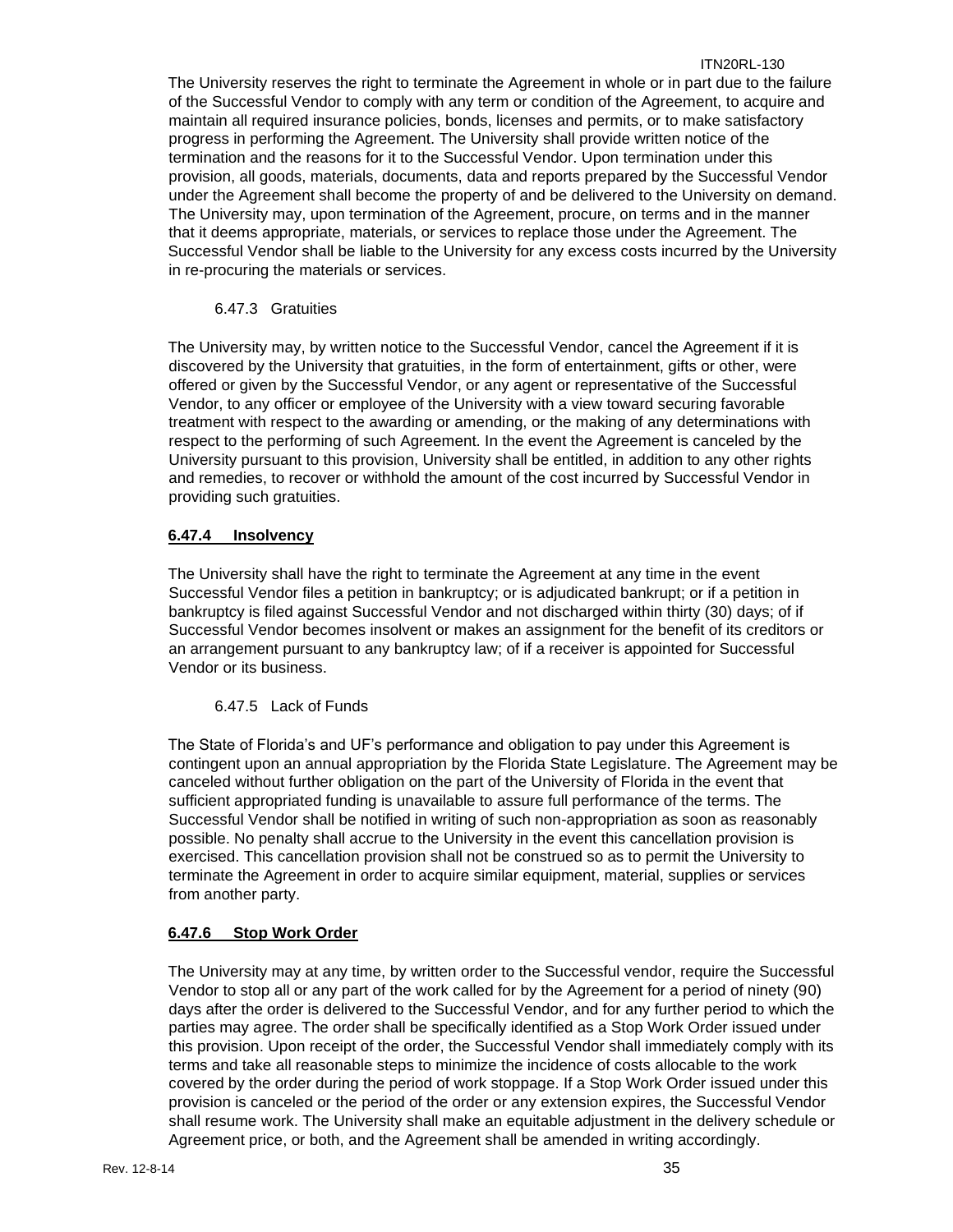The University reserves the right to terminate the Agreement in whole or in part due to the failure of the Successful Vendor to comply with any term or condition of the Agreement, to acquire and maintain all required insurance policies, bonds, licenses and permits, or to make satisfactory progress in performing the Agreement. The University shall provide written notice of the termination and the reasons for it to the Successful Vendor. Upon termination under this provision, all goods, materials, documents, data and reports prepared by the Successful Vendor under the Agreement shall become the property of and be delivered to the University on demand. The University may, upon termination of the Agreement, procure, on terms and in the manner that it deems appropriate, materials, or services to replace those under the Agreement. The Successful Vendor shall be liable to the University for any excess costs incurred by the University in re-procuring the materials or services.

6.47.3 Gratuities

The University may, by written notice to the Successful Vendor, cancel the Agreement if it is discovered by the University that gratuities, in the form of entertainment, gifts or other, were offered or given by the Successful Vendor, or any agent or representative of the Successful Vendor, to any officer or employee of the University with a view toward securing favorable treatment with respect to the awarding or amending, or the making of any determinations with respect to the performing of such Agreement. In the event the Agreement is canceled by the University pursuant to this provision, University shall be entitled, in addition to any other rights and remedies, to recover or withhold the amount of the cost incurred by Successful Vendor in providing such gratuities.

**6.47.4 Insolvency**

The University shall have the right to terminate the Agreement at any time in the event Successful Vendor files a petition in bankruptcy; or is adjudicated bankrupt; or if a petition in bankruptcy is filed against Successful Vendor and not discharged within thirty (30) days; of if Successful Vendor becomes insolvent or makes an assignment for the benefit of its creditors or an arrangement pursuant to any bankruptcy law; of if a receiver is appointed for Successful Vendor or its business.

6.47.5 Lack of Funds

The State of Florida's and UF's performance and obligation to pay under this Agreement is contingent upon an annual appropriation by the Florida State Legislature. The Agreement may be canceled without further obligation on the part of the University of Florida in the event that sufficient appropriated funding is unavailable to assure full performance of the terms. The Successful Vendor shall be notified in writing of such non-appropriation as soon as reasonably possible. No penalty shall accrue to the University in the event this cancellation provision is exercised. This cancellation provision shall not be construed so as to permit the University to terminate the Agreement in order to acquire similar equipment, material, supplies or services from another party.

**6.47.6 Stop Work Order**

The University may at any time, by written order to the Successful vendor, require the Successful Vendor to stop all or any part of the work called for by the Agreement for a period of ninety (90) days after the order is delivered to the Successful Vendor, and for any further period to which the parties may agree. The order shall be specifically identified as a Stop Work Order issued under this provision. Upon receipt of the order, the Successful Vendor shall immediately comply with its terms and take all reasonable steps to minimize the incidence of costs allocable to the work covered by the order during the period of work stoppage. If a Stop Work Order issued under this provision is canceled or the period of the order or any extension expires, the Successful Vendor shall resume work. The University shall make an equitable adjustment in the delivery schedule or Agreement price, or both, and the Agreement shall be amended in writing accordingly.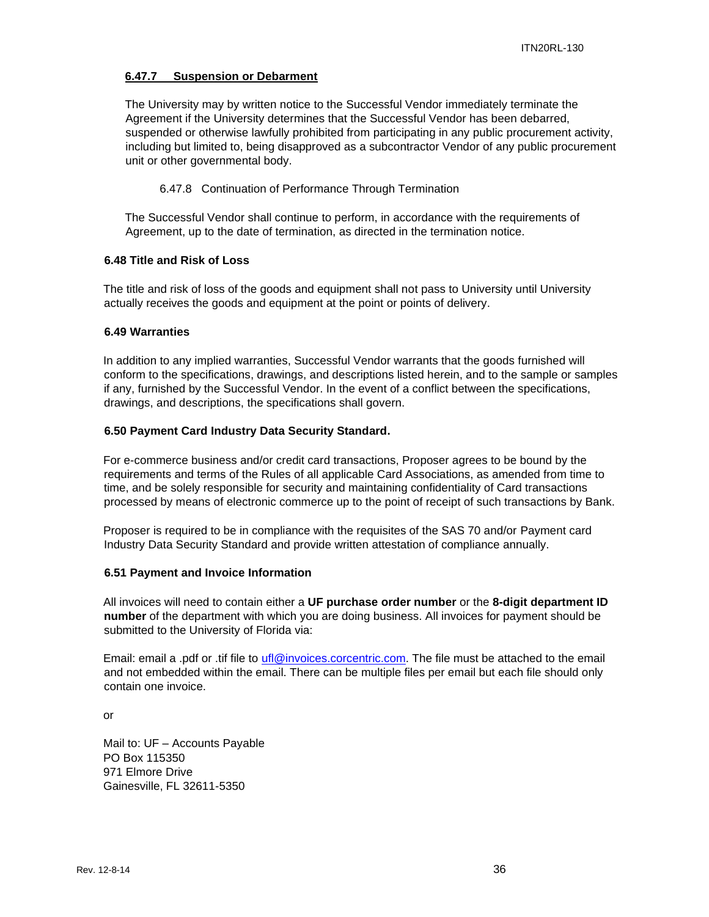#### 6.47.7 Suspension or Debarment

The University may by written notice to the Successful Vendor immediately terminate the Agreement if the University determines that the Successful Vendor has been debarred, suspended or otherwise lawfully prohibited from participating in any public procurement activity, including but limited to, being disapproved as a subcontractor Vendor of any public procurement unit or other governmental body.

#### 6.47.8 Continuation of Performance Through Termination

The Successful Vendor shall continue to perform, in accordance with the requirements of Agreement, up to the date of termination, as directed in the termination notice.

### 6.48 Title and Risk of Loss

The title and risk of loss of the goods and equipment shall not pass to University until University actually receives the goods and equipment at the point or points of delivery.

### 6.49 Warranties

In addition to any implied warranties, Successful Vendor warrants that the goods furnished will conform to the specifications, drawings, and descriptions listed herein, and to the sample or samples if any, furnished by the Successful Vendor. In the event of a conflict between the specifications, drawings, and descriptions, the specifications shall govern.

### 6.50 Payment Card Industry Data Security Standard.

For e-commerce business and/or credit card transactions, Proposer agrees to be bound by the requirements and terms of the Rules of all applicable Card Associations, as amended from time to time, and be solely responsible for security and maintaining confidentiality of Card transactions processed by means of electronic commerce up to the point of receipt of such transactions by Bank.

Proposer is required to be in compliance with the requisites of the SAS 70 and/or Payment card Industry Data Security Standard and provide written attestation of compliance annually.

### 6.51 Payment and Invoice Information

All invoices will need to contain either a **UF purchase order number** or the **8-digit department ID number** of the department with which you are doing business. All invoices for payment should be submitted to the University of Florida via:

Email: email a .pdf or .tif file to ufl@invoices.corcentric.com. The file must be attached to the email and not embedded within the email. There can be multiple files per email but each file should only contain one invoice.

or

Mail to: UF – Accounts Payable
PO Box 115350
971 Elmore Drive
Gainesville, FL 32611-5350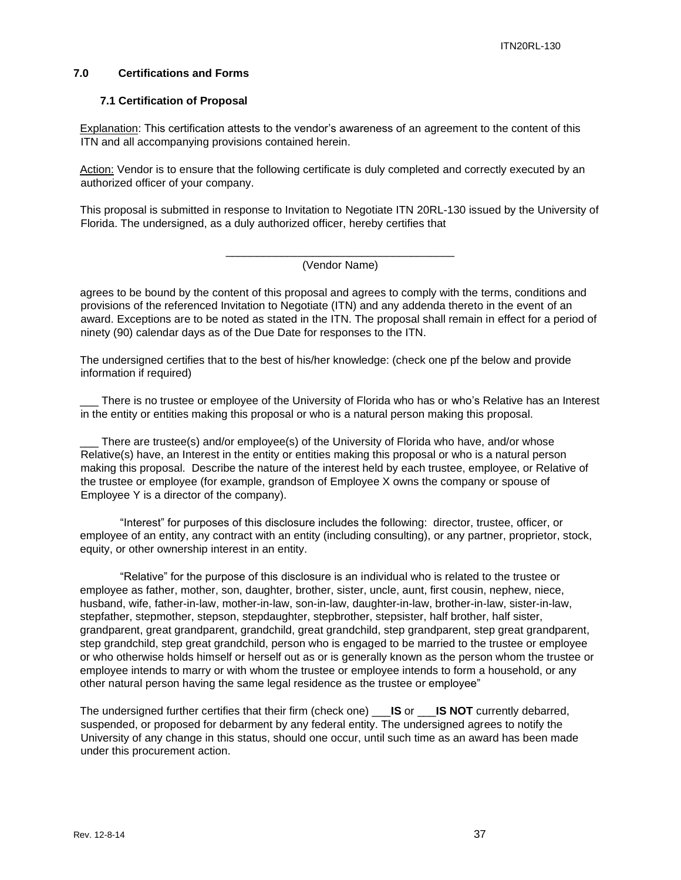## 7.0 Certifications and Forms

### 7.1 Certification of Proposal

Explanation: This certification attests to the vendor's awareness of an agreement to the content of this ITN and all accompanying provisions contained herein.

Action: Vendor is to ensure that the following certificate is duly completed and correctly executed by an authorized officer of your company.

This proposal is submitted in response to Invitation to Negotiate ITN 20RL-130 issued by the University of Florida. The undersigned, as a duly authorized officer, hereby certifies that

_____________________________________
(Vendor Name)

agrees to be bound by the content of this proposal and agrees to comply with the terms, conditions and provisions of the referenced Invitation to Negotiate (ITN) and any addenda thereto in the event of an award. Exceptions are to be noted as stated in the ITN. The proposal shall remain in effect for a period of ninety (90) calendar days as of the Due Date for responses to the ITN.

The undersigned certifies that to the best of his/her knowledge: (check one pf the below and provide information if required)

___ There is no trustee or employee of the University of Florida who has or who's Relative has an Interest in the entity or entities making this proposal or who is a natural person making this proposal.

___ There are trustee(s) and/or employee(s) of the University of Florida who have, and/or whose Relative(s) have, an Interest in the entity or entities making this proposal or who is a natural person making this proposal. Describe the nature of the interest held by each trustee, employee, or Relative of the trustee or employee (for example, grandson of Employee X owns the company or spouse of Employee Y is a director of the company).

"Interest" for purposes of this disclosure includes the following: director, trustee, officer, or employee of an entity, any contract with an entity (including consulting), or any partner, proprietor, stock, equity, or other ownership interest in an entity.

"Relative" for the purpose of this disclosure is an individual who is related to the trustee or employee as father, mother, son, daughter, brother, sister, uncle, aunt, first cousin, nephew, niece, husband, wife, father-in-law, mother-in-law, son-in-law, daughter-in-law, brother-in-law, sister-in-law, stepfather, stepmother, stepson, stepdaughter, stepbrother, stepsister, half brother, half sister, grandparent, great grandparent, grandchild, great grandchild, step grandparent, step great grandparent, step grandchild, step great grandchild, person who is engaged to be married to the trustee or employee or who otherwise holds himself or herself out as or is generally known as the person whom the trustee or employee intends to marry or with whom the trustee or employee intends to form a household, or any other natural person having the same legal residence as the trustee or employee"

The undersigned further certifies that their firm (check one) ___**IS** or ___**IS NOT** currently debarred, suspended, or proposed for debarment by any federal entity. The undersigned agrees to notify the University of any change in this status, should one occur, until such time as an award has been made under this procurement action.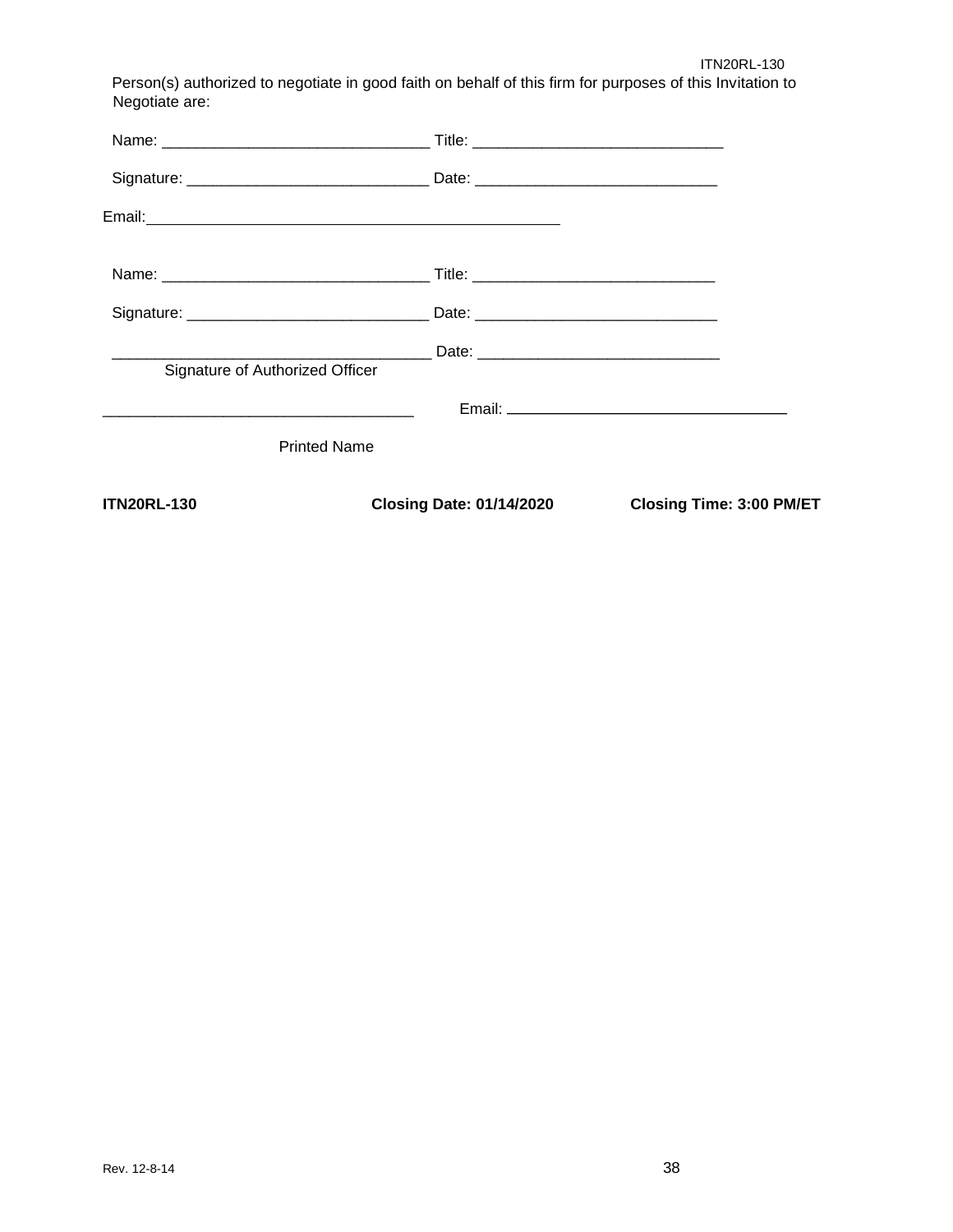Person(s) authorized to negotiate in good faith on behalf of this firm for purposes of this Invitation to Negotiate are:

Name: ______________________________ Title: ____________________________

Signature: ___________________________ Date: ___________________________

Email: ______________________________________________

Name: ______________________________ Title: ___________________________

Signature: ___________________________ Date: ___________________________

____________________________________ Date: ___________________________
Signature of Authorized Officer

____________________________________ Email: _______________________________

Printed Name

**ITN20RL-130** **Closing Date: 01/14/2020** **Closing Time: 3:00 PM/ET**

Rev. 12-8-14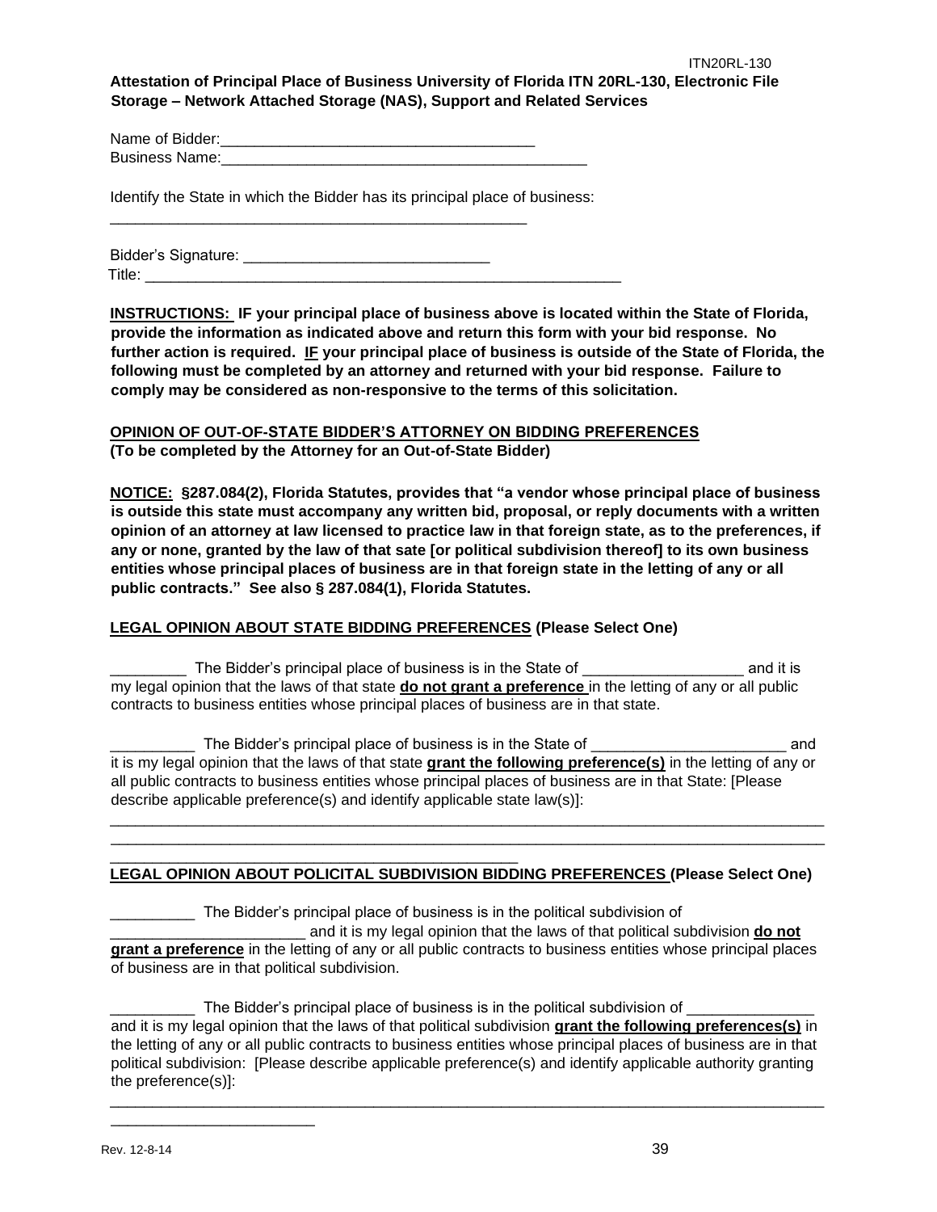**Attestation of Principal Place of Business University of Florida ITN 20RL-130, Electronic File Storage – Network Attached Storage (NAS), Support and Related Services**

Name of Bidder:_____________________________________

Business Name:____________________________________________

Identify the State in which the Bidder has its principal place of business:

__________________________________________________

Bidder's Signature: _____________________________

Title: _________________________________________________________

**INSTRUCTIONS: IF your principal place of business above is located within the State of Florida, provide the information as indicated above and return this form with your bid response. No further action is required. IF your principal place of business is outside of the State of Florida, the following must be completed by an attorney and returned with your bid response. Failure to comply may be considered as non-responsive to the terms of this solicitation.**

**OPINION OF OUT-OF-STATE BIDDER'S ATTORNEY ON BIDDING PREFERENCES**
**(To be completed by the Attorney for an Out-of-State Bidder)**

**NOTICE: §287.084(2), Florida Statutes, provides that "a vendor whose principal place of business is outside this state must accompany any written bid, proposal, or reply documents with a written opinion of an attorney at law licensed to practice law in that foreign state, as to the preferences, if any or none, granted by the law of that sate [or political subdivision thereof] to its own business entities whose principal places of business are in that foreign state in the letting of any or all public contracts." See also § 287.084(1), Florida Statutes.**

**LEGAL OPINION ABOUT STATE BIDDING PREFERENCES (Please Select One)**

_________ The Bidder's principal place of business is in the State of ___________________ and it is my legal opinion that the laws of that state **do not grant a preference** in the letting of any or all public contracts to business entities whose principal places of business are in that state.

__________ The Bidder's principal place of business is in the State of _______________________ and it is my legal opinion that the laws of that state **grant the following preference(s)** in the letting of any or all public contracts to business entities whose principal places of business are in that State: [Please describe applicable preference(s) and identify applicable state law(s)]:

_____________________________________________________________________________________
_____________________________________________________________________________________
__________________________________________________

**LEGAL OPINION ABOUT POLICITAL SUBDIVISION BIDDING PREFERENCES (Please Select One)**

__________ The Bidder's principal place of business is in the political subdivision of _______________________ and it is my legal opinion that the laws of that political subdivision **do not grant a preference** in the letting of any or all public contracts to business entities whose principal places of business are in that political subdivision.

__________ The Bidder's principal place of business is in the political subdivision of _______________ and it is my legal opinion that the laws of that political subdivision **grant the following preferences(s)** in the letting of any or all public contracts to business entities whose principal places of business are in that political subdivision: [Please describe applicable preference(s) and identify applicable authority granting the preference(s)]:

_____________________________________________________________________________________
_________________________

Rev. 12-8-14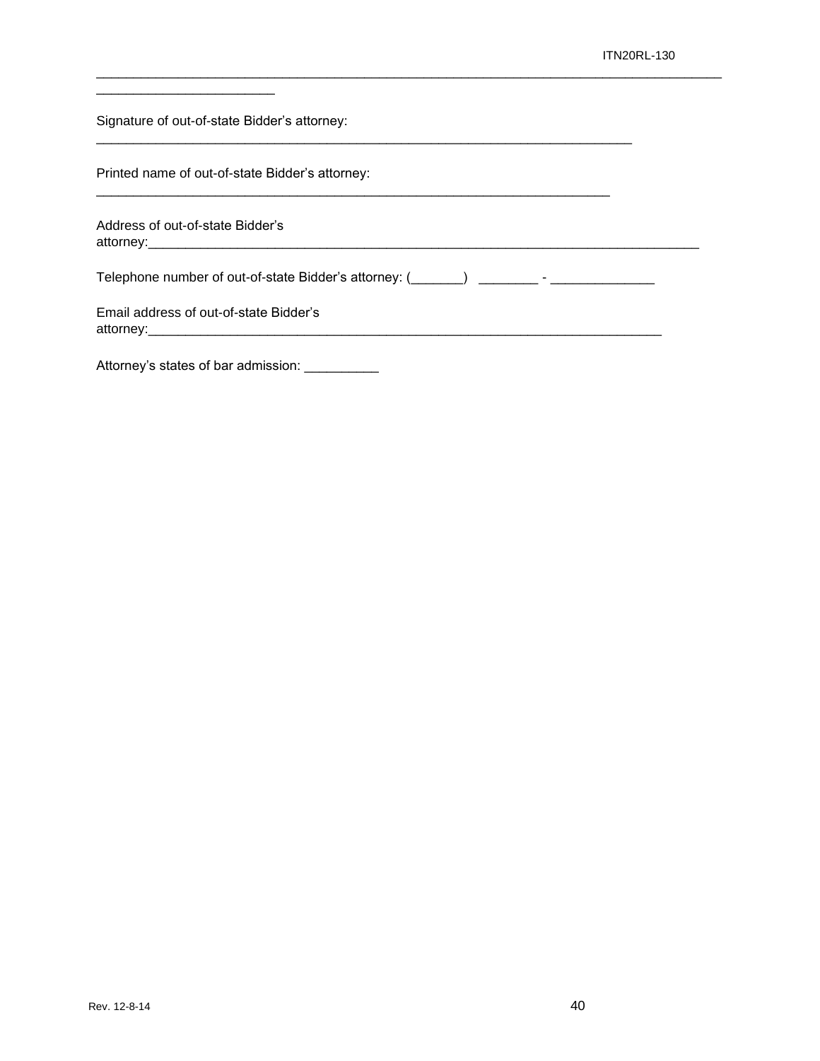_______________________________________________________________________________
______________________

Signature of out-of-state Bidder's attorney:
____________________________________________________________________

Printed name of out-of-state Bidder's attorney:
_________________________________________________________________

Address of out-of-state Bidder's attorney:_______________________________________________________________________

Telephone number of out-of-state Bidder's attorney: (_______) ________ - ______________

Email address of out-of-state Bidder's attorney:________________________________________________________________

Attorney's states of bar admission: __________